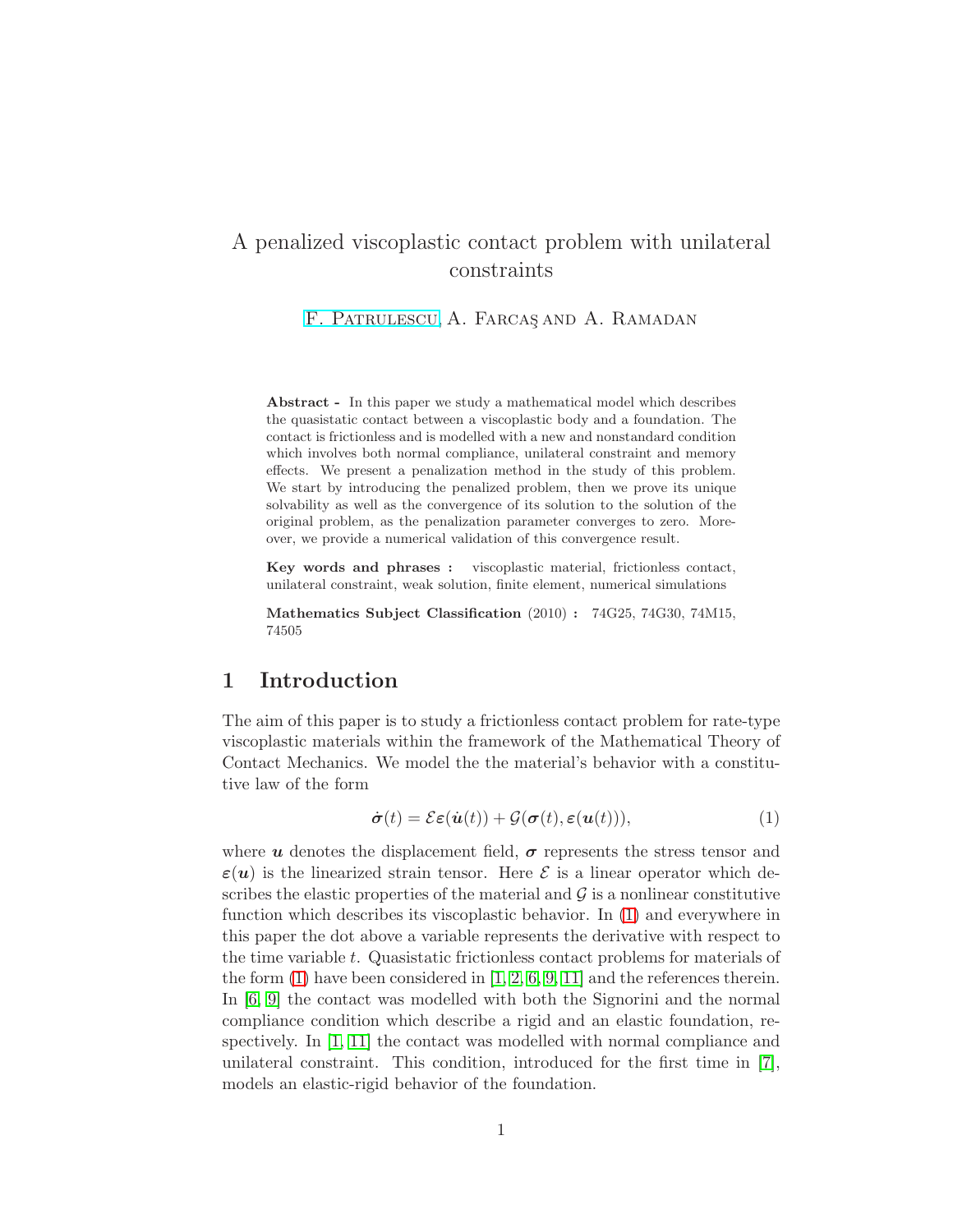# A penalized viscoplastic contact problem with unilateral constraints

F. Patrulescu, A. Farcaş and A. Ramadan

**Abstract -** In this paper we study a mathematical model which describes the quasistatic contact between a viscoplastic body and a foundation. The contact is frictionless and is modelled with a new and nonstandard condition which involves both normal compliance, unilateral constraint and memory effects. We present a penalization method in the study of this problem. We start by introducing the penalized problem, then we prove its unique solvability as well as the convergence of its solution to the solution of the original problem, as the penalization parameter converges to zero. Moreover, we provide a numerical validation of this convergence result.

**Key words and phrases :** viscoplastic material, frictionless contact, unilateral constraint, weak solution, finite element, numerical simulations

**Mathematics Subject Classification** (2010) **:** 74G25, 74G30, 74M15, 74505

## 1 Introduction

The aim of this paper is to study a frictionless contact problem for rate-type viscoplastic materials within the framework of the Mathematical Theory of Contact Mechanics. We model the the material's behavior with a constitutive law of the form

$$\dot{\boldsymbol{\sigma}}(t) = \mathcal{E}\boldsymbol{\varepsilon}(\dot{\boldsymbol{u}}(t)) + \mathcal{G}(\boldsymbol{\sigma}(t), \boldsymbol{\varepsilon}(\boldsymbol{u}(t))), \tag{1}$$

where $\boldsymbol{u}$ denotes the displacement field, $\boldsymbol{\sigma}$ represents the stress tensor and $\boldsymbol{\varepsilon}(\boldsymbol{u})$ is the linearized strain tensor. Here $\mathcal{E}$ is a linear operator which describes the elastic properties of the material and $\mathcal{G}$ is a nonlinear constitutive function which describes its viscoplastic behavior. In (1) and everywhere in this paper the dot above a variable represents the derivative with respect to the time variable $t$. Quasistatic frictionless contact problems for materials of the form (1) have been considered in [1, 2, 6, 9, 11] and the references therein. In [6, 9] the contact was modelled with both the Signorini and the normal compliance condition which describe a rigid and an elastic foundation, respectively. In [1, 11] the contact was modelled with normal compliance and unilateral constraint. This condition, introduced for the first time in [7], models an elastic-rigid behavior of the foundation.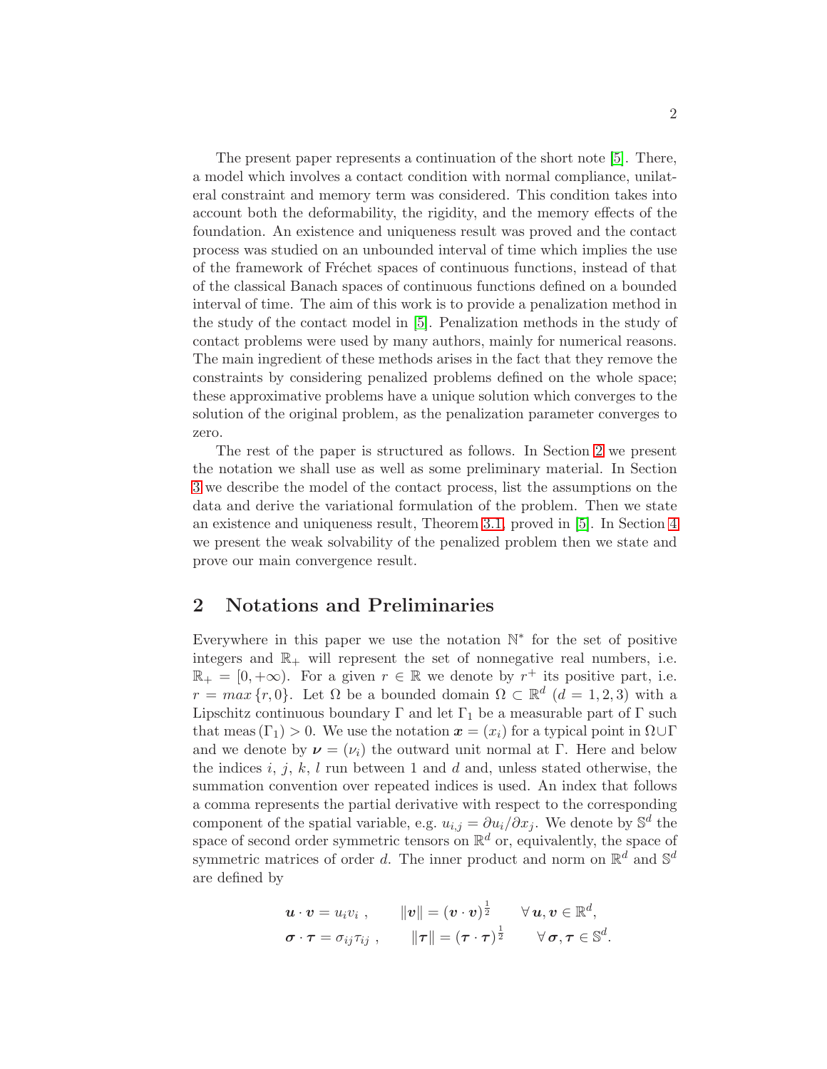The present paper represents a continuation of the short note [5]. There, a model which involves a contact condition with normal compliance, unilateral constraint and memory term was considered. This condition takes into account both the deformability, the rigidity, and the memory effects of the foundation. An existence and uniqueness result was proved and the contact process was studied on an unbounded interval of time which implies the use of the framework of Fréchet spaces of continuous functions, instead of that of the classical Banach spaces of continuous functions defined on a bounded interval of time. The aim of this work is to provide a penalization method in the study of the contact model in [5]. Penalization methods in the study of contact problems were used by many authors, mainly for numerical reasons. The main ingredient of these methods arises in the fact that they remove the constraints by considering penalized problems defined on the whole space; these approximative problems have a unique solution which converges to the solution of the original problem, as the penalization parameter converges to zero.

The rest of the paper is structured as follows. In Section 2 we present the notation we shall use as well as some preliminary material. In Section 3 we describe the model of the contact process, list the assumptions on the data and derive the variational formulation of the problem. Then we state an existence and uniqueness result, Theorem 3.1, proved in [5]. In Section 4 we present the weak solvability of the penalized problem then we state and prove our main convergence result.

## 2 Notations and Preliminaries

Everywhere in this paper we use the notation $\mathbb{N}^*$ for the set of positive integers and $\mathbb{R}_+$ will represent the set of nonnegative real numbers, i.e. $\mathbb{R}_+ = [0, +\infty)$. For a given $r \in \mathbb{R}$ we denote by $r^+$ its positive part, i.e. $r = max\,\{r, 0\}$. Let $\Omega$ be a bounded domain $\Omega \subset \mathbb{R}^d$ $(d = 1, 2, 3)$ with a Lipschitz continuous boundary $\Gamma$ and let $\Gamma_1$ be a measurable part of $\Gamma$ such that meas$\,(\Gamma_1) > 0$. We use the notation $\boldsymbol{x} = (x_i)$ for a typical point in $\Omega \cup \Gamma$ and we denote by $\boldsymbol{\nu} = (\nu_i)$ the outward unit normal at $\Gamma$. Here and below the indices $i$, $j$, $k$, $l$ run between 1 and $d$ and, unless stated otherwise, the summation convention over repeated indices is used. An index that follows a comma represents the partial derivative with respect to the corresponding component of the spatial variable, e.g. $u_{i,j} = \partial u_i / \partial x_j$. We denote by $\mathbb{S}^d$ the space of second order symmetric tensors on $\mathbb{R}^d$ or, equivalently, the space of symmetric matrices of order $d$. The inner product and norm on $\mathbb{R}^d$ and $\mathbb{S}^d$ are defined by

$$
\begin{aligned}
&\boldsymbol{u} \cdot \boldsymbol{v} = u_i v_i \ , \qquad \|\boldsymbol{v}\| = (\boldsymbol{v} \cdot \boldsymbol{v})^{\frac{1}{2}} \qquad \forall\, \boldsymbol{u}, \boldsymbol{v} \in \mathbb{R}^d, \\
&\boldsymbol{\sigma} \cdot \boldsymbol{\tau} = \sigma_{ij} \tau_{ij} \ , \qquad \|\boldsymbol{\tau}\| = (\boldsymbol{\tau} \cdot \boldsymbol{\tau})^{\frac{1}{2}} \qquad \forall\, \boldsymbol{\sigma}, \boldsymbol{\tau} \in \mathbb{S}^d.
\end{aligned}
$$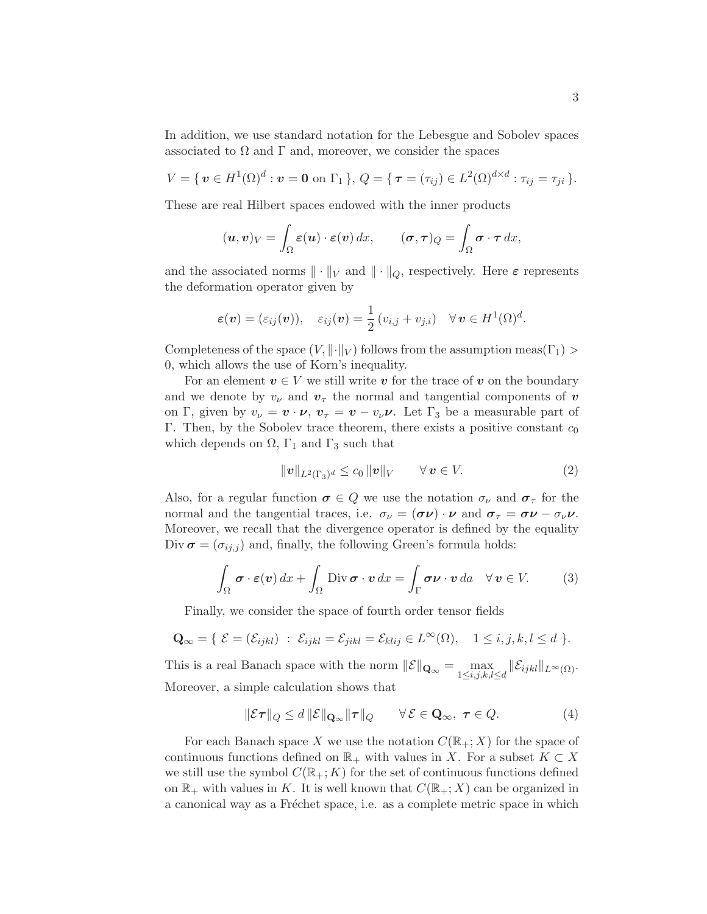In addition, we use standard notation for the Lebesgue and Sobolev spaces associated to $\Omega$ and $\Gamma$ and, moreover, we consider the spaces

$$V = \{\, \boldsymbol{v} \in H^1(\Omega)^d : \boldsymbol{v} = \boldsymbol{0} \text{ on } \Gamma_1 \,\},\; Q = \{\, \boldsymbol{\tau} = (\tau_{ij}) \in L^2(\Omega)^{d\times d} : \tau_{ij} = \tau_{ji} \,\}.$$

These are real Hilbert spaces endowed with the inner products

$$(\boldsymbol{u}, \boldsymbol{v})_V = \int_\Omega \boldsymbol{\varepsilon}(\boldsymbol{u}) \cdot \boldsymbol{\varepsilon}(\boldsymbol{v})\, dx, \qquad (\boldsymbol{\sigma}, \boldsymbol{\tau})_Q = \int_\Omega \boldsymbol{\sigma} \cdot \boldsymbol{\tau}\, dx,$$

and the associated norms $\|\cdot\|_V$ and $\|\cdot\|_Q$, respectively. Here $\boldsymbol{\varepsilon}$ represents the deformation operator given by

$$\boldsymbol{\varepsilon}(\boldsymbol{v}) = (\varepsilon_{ij}(\boldsymbol{v})), \quad \varepsilon_{ij}(\boldsymbol{v}) = \frac{1}{2}\,(v_{i,j} + v_{j,i}) \quad \forall\, \boldsymbol{v} \in H^1(\Omega)^d.$$

Completeness of the space $(V, \|\cdot\|_V)$ follows from the assumption meas$(\Gamma_1) > 0$, which allows the use of Korn's inequality.

For an element $\boldsymbol{v} \in V$ we still write $\boldsymbol{v}$ for the trace of $\boldsymbol{v}$ on the boundary and we denote by $v_\nu$ and $\boldsymbol{v}_\tau$ the normal and tangential components of $\boldsymbol{v}$ on $\Gamma$, given by $v_\nu = \boldsymbol{v} \cdot \boldsymbol{\nu}$, $\boldsymbol{v}_\tau = \boldsymbol{v} - v_\nu \boldsymbol{\nu}$. Let $\Gamma_3$ be a measurable part of $\Gamma$. Then, by the Sobolev trace theorem, there exists a positive constant $c_0$ which depends on $\Omega$, $\Gamma_1$ and $\Gamma_3$ such that

$$\|\boldsymbol{v}\|_{L^2(\Gamma_3)^d} \le c_0\, \|\boldsymbol{v}\|_V \qquad \forall\, \boldsymbol{v} \in V. \tag{2}$$

Also, for a regular function $\boldsymbol{\sigma} \in Q$ we use the notation $\sigma_\nu$ and $\boldsymbol{\sigma}_\tau$ for the normal and the tangential traces, i.e. $\sigma_\nu = (\boldsymbol{\sigma}\boldsymbol{\nu}) \cdot \boldsymbol{\nu}$ and $\boldsymbol{\sigma}_\tau = \boldsymbol{\sigma}\boldsymbol{\nu} - \sigma_\nu \boldsymbol{\nu}$. Moreover, we recall that the divergence operator is defined by the equality $\mathrm{Div}\, \boldsymbol{\sigma} = (\sigma_{ij,j})$ and, finally, the following Green's formula holds:

$$\int_\Omega \boldsymbol{\sigma} \cdot \boldsymbol{\varepsilon}(\boldsymbol{v})\, dx + \int_\Omega \mathrm{Div}\, \boldsymbol{\sigma} \cdot \boldsymbol{v}\, dx = \int_\Gamma \boldsymbol{\sigma}\boldsymbol{\nu} \cdot \boldsymbol{v}\, da \quad \forall\, \boldsymbol{v} \in V. \tag{3}$$

Finally, we consider the space of fourth order tensor fields

$$\mathbf{Q}_\infty = \{\ \mathcal{E} = (\mathcal{E}_{ijkl}) \ :\ \mathcal{E}_{ijkl} = \mathcal{E}_{jikl} = \mathcal{E}_{klij} \in L^\infty(\Omega), \quad 1 \le i, j, k, l \le d\ \}.$$

This is a real Banach space with the norm $\|\mathcal{E}\|_{\mathbf{Q}_\infty} = \max\limits_{1 \le i,j,k,l \le d} \|\mathcal{E}_{ijkl}\|_{L^\infty(\Omega)}$. Moreover, a simple calculation shows that

$$\|\mathcal{E}\boldsymbol{\tau}\|_Q \le d\, \|\mathcal{E}\|_{\mathbf{Q}_\infty} \|\boldsymbol{\tau}\|_Q \qquad \forall\, \mathcal{E} \in \mathbf{Q}_\infty,\ \boldsymbol{\tau} \in Q. \tag{4}$$

For each Banach space $X$ we use the notation $C(\mathbb{R}_+; X)$ for the space of continuous functions defined on $\mathbb{R}_+$ with values in $X$. For a subset $K \subset X$ we still use the symbol $C(\mathbb{R}_+; K)$ for the set of continuous functions defined on $\mathbb{R}_+$ with values in $K$. It is well known that $C(\mathbb{R}_+; X)$ can be organized in a canonical way as a Fréchet space, i.e. as a complete metric space in which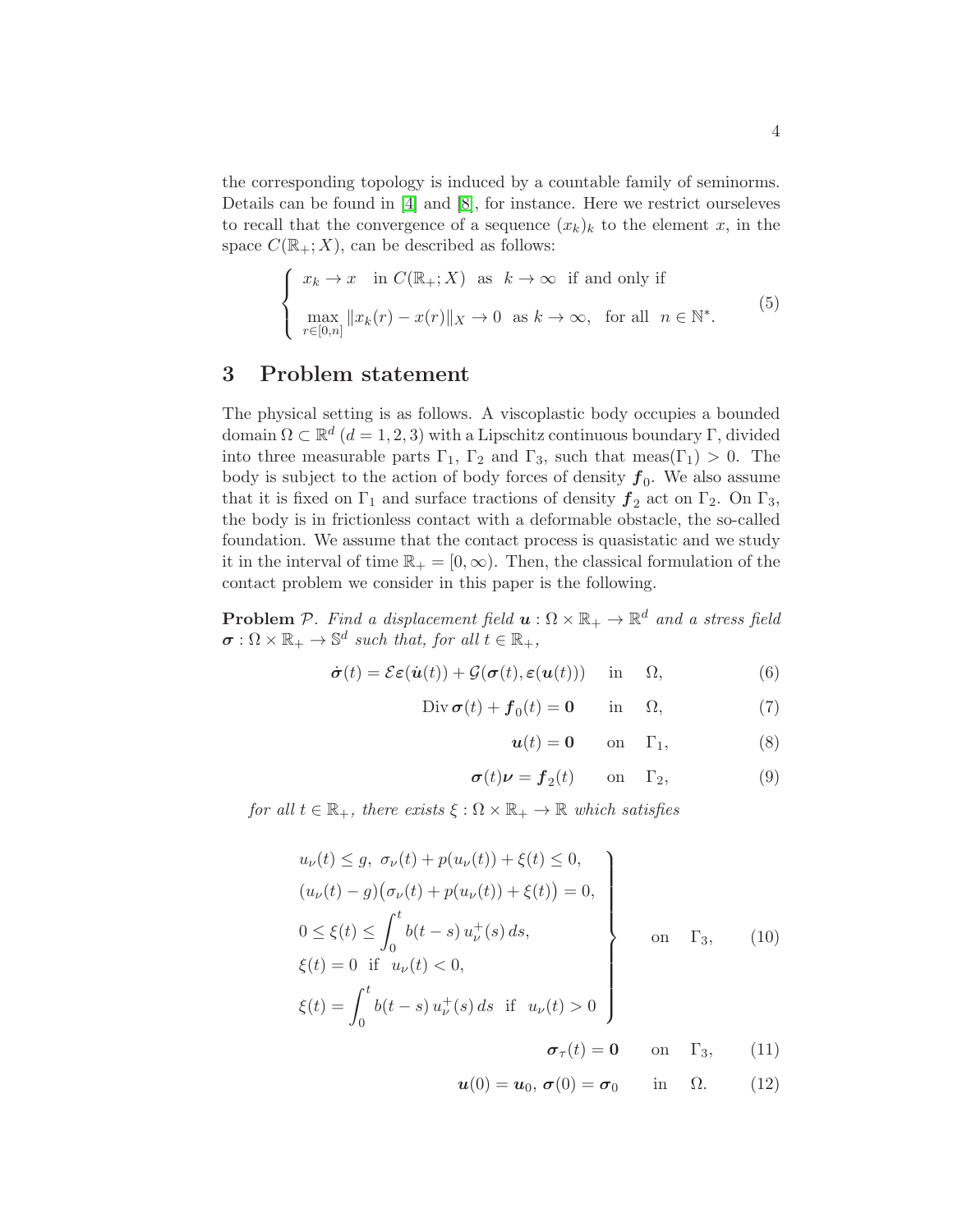the corresponding topology is induced by a countable family of seminorms. Details can be found in [4] and [8], for instance. Here we restrict ourseleves to recall that the convergence of a sequence $(x_k)_k$ to the element $x$, in the space $C(\mathbb{R}_+;X)$, can be described as follows:

$$
\left\{
\begin{array}{l}
x_k \to x \quad \text{in } C(\mathbb{R}_+;X) \ \text{ as } \ k \to \infty \ \text{ if and only if} \\[2mm]
\max\limits_{r\in[0,n]} \|x_k(r) - x(r)\|_X \to 0 \ \text{ as } k \to \infty, \ \text{ for all } \ n \in \mathbb{N}^*.
\end{array}
\right. \tag{5}
$$

## 3 Problem statement

The physical setting is as follows. A viscoplastic body occupies a bounded domain $\Omega \subset \mathbb{R}^d$ ($d = 1, 2, 3$) with a Lipschitz continuous boundary $\Gamma$, divided into three measurable parts $\Gamma_1$, $\Gamma_2$ and $\Gamma_3$, such that meas$(\Gamma_1) > 0$. The body is subject to the action of body forces of density $\boldsymbol{f}_0$. We also assume that it is fixed on $\Gamma_1$ and surface tractions of density $\boldsymbol{f}_2$ act on $\Gamma_2$. On $\Gamma_3$, the body is in frictionless contact with a deformable obstacle, the so-called foundation. We assume that the contact process is quasistatic and we study it in the interval of time $\mathbb{R}_+ = [0, \infty)$. Then, the classical formulation of the contact problem we consider in this paper is the following.

**Problem** $\mathcal{P}$. *Find a displacement field* $\boldsymbol{u} : \Omega \times \mathbb{R}_+ \to \mathbb{R}^d$ *and a stress field* $\boldsymbol{\sigma} : \Omega \times \mathbb{R}_+ \to \mathbb{S}^d$ *such that, for all* $t \in \mathbb{R}_+$,

$$
\dot{\boldsymbol{\sigma}}(t) = \mathcal{E}\boldsymbol{\varepsilon}(\dot{\boldsymbol{u}}(t)) + \mathcal{G}(\boldsymbol{\sigma}(t), \boldsymbol{\varepsilon}(\boldsymbol{u}(t))) \quad \text{in} \quad \Omega, \tag{6}
$$

$$
\operatorname{Div} \boldsymbol{\sigma}(t) + \boldsymbol{f}_0(t) = \boldsymbol{0} \quad \text{in} \quad \Omega, \tag{7}
$$

$$
\boldsymbol{u}(t) = \boldsymbol{0} \quad \text{on} \quad \Gamma_1, \tag{8}
$$

$$
\boldsymbol{\sigma}(t)\boldsymbol{\nu} = \boldsymbol{f}_2(t) \quad \text{on} \quad \Gamma_2, \tag{9}
$$

*for all* $t \in \mathbb{R}_+$, *there exists* $\xi : \Omega \times \mathbb{R}_+ \to \mathbb{R}$ *which satisfies*

$$
\left.
\begin{array}{l}
u_\nu(t) \le g, \ \sigma_\nu(t) + p(u_\nu(t)) + \xi(t) \le 0, \\[1mm]
(u_\nu(t) - g)\big(\sigma_\nu(t) + p(u_\nu(t)) + \xi(t)\big) = 0, \\[1mm]
0 \le \xi(t) \le \displaystyle\int_0^t b(t-s)\, u_\nu^+(s)\, ds, \\[1mm]
\xi(t) = 0 \ \text{ if } \ u_\nu(t) < 0, \\[1mm]
\xi(t) = \displaystyle\int_0^t b(t-s)\, u_\nu^+(s)\, ds \ \text{ if } \ u_\nu(t) > 0
\end{array}
\right\} \quad \text{on} \quad \Gamma_3, \tag{10}
$$

$$
\boldsymbol{\sigma}_\tau(t) = \boldsymbol{0} \quad \text{on} \quad \Gamma_3, \tag{11}
$$

$$
\boldsymbol{u}(0) = \boldsymbol{u}_0, \ \boldsymbol{\sigma}(0) = \boldsymbol{\sigma}_0 \quad \text{in} \quad \Omega. \tag{12}
$$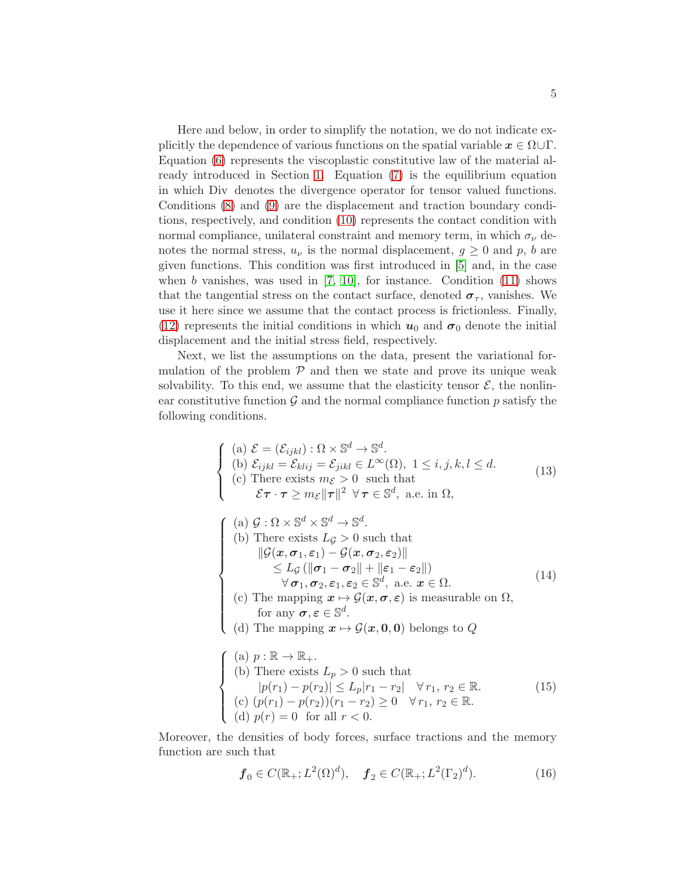Here and below, in order to simplify the notation, we do not indicate explicitly the dependence of various functions on the spatial variable $\boldsymbol{x} \in \Omega \cup \Gamma$. Equation (6) represents the viscoplastic constitutive law of the material already introduced in Section 1. Equation (7) is the equilibrium equation in which Div denotes the divergence operator for tensor valued functions. Conditions (8) and (9) are the displacement and traction boundary conditions, respectively, and condition (10) represents the contact condition with normal compliance, unilateral constraint and memory term, in which $\sigma_\nu$ denotes the normal stress, $u_\nu$ is the normal displacement, $g \geq 0$ and $p$, $b$ are given functions. This condition was first introduced in [5] and, in the case when $b$ vanishes, was used in [7, 10], for instance. Condition (11) shows that the tangential stress on the contact surface, denoted $\boldsymbol{\sigma}_\tau$, vanishes. We use it here since we assume that the contact process is frictionless. Finally, (12) represents the initial conditions in which $\boldsymbol{u}_0$ and $\boldsymbol{\sigma}_0$ denote the initial displacement and the initial stress field, respectively.

Next, we list the assumptions on the data, present the variational formulation of the problem $\mathcal{P}$ and then we state and prove its unique weak solvability. To this end, we assume that the elasticity tensor $\mathcal{E}$, the nonlinear constitutive function $\mathcal{G}$ and the normal compliance function $p$ satisfy the following conditions.

$$
\left\{
\begin{array}{l}
\text{(a) } \mathcal{E} = (\mathcal{E}_{ijkl}) : \Omega \times \mathbb{S}^d \to \mathbb{S}^d. \\
\text{(b) } \mathcal{E}_{ijkl} = \mathcal{E}_{klij} = \mathcal{E}_{jikl} \in L^\infty(\Omega),\ 1 \leq i,j,k,l \leq d. \\
\text{(c) There exists } m_{\mathcal{E}} > 0 \text{ such that} \\
\qquad \mathcal{E}\boldsymbol{\tau} \cdot \boldsymbol{\tau} \geq m_{\mathcal{E}} \|\boldsymbol{\tau}\|^2 \ \ \forall\, \boldsymbol{\tau} \in \mathbb{S}^d, \text{ a.e. in } \Omega,
\end{array}
\right.
\tag{13}
$$

$$
\left\{
\begin{array}{l}
\text{(a) } \mathcal{G} : \Omega \times \mathbb{S}^d \times \mathbb{S}^d \to \mathbb{S}^d. \\
\text{(b) There exists } L_{\mathcal{G}} > 0 \text{ such that} \\
\qquad \|\mathcal{G}(\boldsymbol{x}, \boldsymbol{\sigma}_1, \boldsymbol{\varepsilon}_1) - \mathcal{G}(\boldsymbol{x}, \boldsymbol{\sigma}_2, \boldsymbol{\varepsilon}_2)\| \\
\qquad\quad \leq L_{\mathcal{G}} \left( \|\boldsymbol{\sigma}_1 - \boldsymbol{\sigma}_2\| + \|\boldsymbol{\varepsilon}_1 - \boldsymbol{\varepsilon}_2\| \right) \\
\qquad\qquad \forall\, \boldsymbol{\sigma}_1, \boldsymbol{\sigma}_2, \boldsymbol{\varepsilon}_1, \boldsymbol{\varepsilon}_2 \in \mathbb{S}^d, \text{ a.e. } \boldsymbol{x} \in \Omega. \\
\text{(c) The mapping } \boldsymbol{x} \mapsto \mathcal{G}(\boldsymbol{x}, \boldsymbol{\sigma}, \boldsymbol{\varepsilon}) \text{ is measurable on } \Omega, \\
\qquad \text{for any } \boldsymbol{\sigma}, \boldsymbol{\varepsilon} \in \mathbb{S}^d. \\
\text{(d) The mapping } \boldsymbol{x} \mapsto \mathcal{G}(\boldsymbol{x}, \boldsymbol{0}, \boldsymbol{0}) \text{ belongs to } Q
\end{array}
\right.
\tag{14}
$$

$$
\left\{
\begin{array}{l}
\text{(a) } p : \mathbb{R} \to \mathbb{R}_+. \\
\text{(b) There exists } L_p > 0 \text{ such that} \\
\qquad |p(r_1) - p(r_2)| \leq L_p |r_1 - r_2| \quad \forall\, r_1,\, r_2 \in \mathbb{R}. \\
\text{(c) } (p(r_1) - p(r_2))(r_1 - r_2) \geq 0 \quad \forall\, r_1,\, r_2 \in \mathbb{R}. \\
\text{(d) } p(r) = 0 \ \text{ for all } r < 0.
\end{array}
\right.
\tag{15}
$$

Moreover, the densities of body forces, surface tractions and the memory function are such that

$$
\boldsymbol{f}_0 \in C(\mathbb{R}_+; L^2(\Omega)^d), \quad \boldsymbol{f}_2 \in C(\mathbb{R}_+; L^2(\Gamma_2)^d).
\tag{16}
$$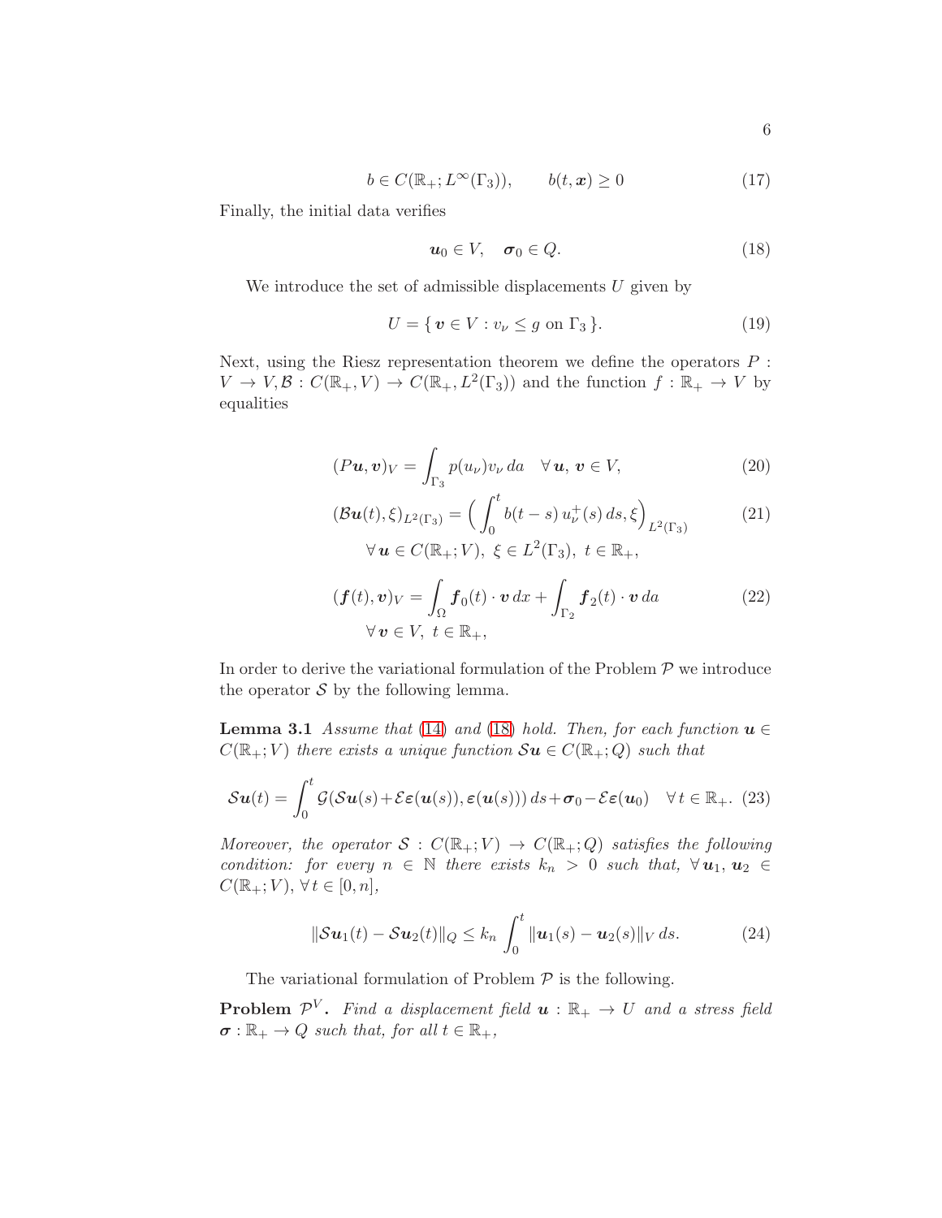$$b \in C(\mathbb{R}_+; L^\infty(\Gamma_3)), \qquad b(t, \boldsymbol{x}) \geq 0 \tag{17}$$

Finally, the initial data verifies

$$\boldsymbol{u}_0 \in V, \quad \boldsymbol{\sigma}_0 \in Q. \tag{18}$$

We introduce the set of admissible displacements $U$ given by

$$U = \{\, \boldsymbol{v} \in V : v_\nu \leq g \text{ on } \Gamma_3 \,\}. \tag{19}$$

Next, using the Riesz representation theorem we define the operators $P : V \to V, \mathcal{B} : C(\mathbb{R}_+, V) \to C(\mathbb{R}_+, L^2(\Gamma_3))$ and the function $f : \mathbb{R}_+ \to V$ by equalities

$$(P\boldsymbol{u}, \boldsymbol{v})_V = \int_{\Gamma_3} p(u_\nu) v_\nu \, da \quad \forall\, \boldsymbol{u},\, \boldsymbol{v} \in V, \tag{20}$$

$$(\mathcal{B}\boldsymbol{u}(t), \xi)_{L^2(\Gamma_3)} = \Big( \int_0^t b(t-s)\, u_\nu^+(s)\, ds, \xi \Big)_{L^2(\Gamma_3)} \tag{21}$$
$$\forall\, \boldsymbol{u} \in C(\mathbb{R}_+; V),\ \xi \in L^2(\Gamma_3),\ t \in \mathbb{R}_+,$$

$$(\boldsymbol{f}(t), \boldsymbol{v})_V = \int_\Omega \boldsymbol{f}_0(t) \cdot \boldsymbol{v} \, dx + \int_{\Gamma_2} \boldsymbol{f}_2(t) \cdot \boldsymbol{v} \, da \tag{22}$$
$$\forall\, \boldsymbol{v} \in V,\ t \in \mathbb{R}_+,$$

In order to derive the variational formulation of the Problem $\mathcal{P}$ we introduce the operator $\mathcal{S}$ by the following lemma.

**Lemma 3.1** *Assume that (14) and (18) hold. Then, for each function $\boldsymbol{u} \in C(\mathbb{R}_+; V)$ there exists a unique function $\mathcal{S}\boldsymbol{u} \in C(\mathbb{R}_+; Q)$ such that*

$$\mathcal{S}\boldsymbol{u}(t) = \int_0^t \mathcal{G}(\mathcal{S}\boldsymbol{u}(s) + \mathcal{E}\boldsymbol{\varepsilon}(\boldsymbol{u}(s)), \boldsymbol{\varepsilon}(\boldsymbol{u}(s)))\, ds + \boldsymbol{\sigma}_0 - \mathcal{E}\boldsymbol{\varepsilon}(\boldsymbol{u}_0) \quad \forall\, t \in \mathbb{R}_+. \tag{23}$$

*Moreover, the operator $\mathcal{S} : C(\mathbb{R}_+; V) \to C(\mathbb{R}_+; Q)$ satisfies the following condition: for every $n \in \mathbb{N}$ there exists $k_n > 0$ such that, $\forall\, \boldsymbol{u}_1, \boldsymbol{u}_2 \in C(\mathbb{R}_+; V), \forall\, t \in [0, n]$,*

$$\|\mathcal{S}\boldsymbol{u}_1(t) - \mathcal{S}\boldsymbol{u}_2(t)\|_Q \leq k_n \int_0^t \|\boldsymbol{u}_1(s) - \boldsymbol{u}_2(s)\|_V \, ds. \tag{24}$$

The variational formulation of Problem $\mathcal{P}$ is the following.

**Problem $\mathcal{P}^V$.** *Find a displacement field $\boldsymbol{u} : \mathbb{R}_+ \to U$ and a stress field $\boldsymbol{\sigma} : \mathbb{R}_+ \to Q$ such that, for all $t \in \mathbb{R}_+$,*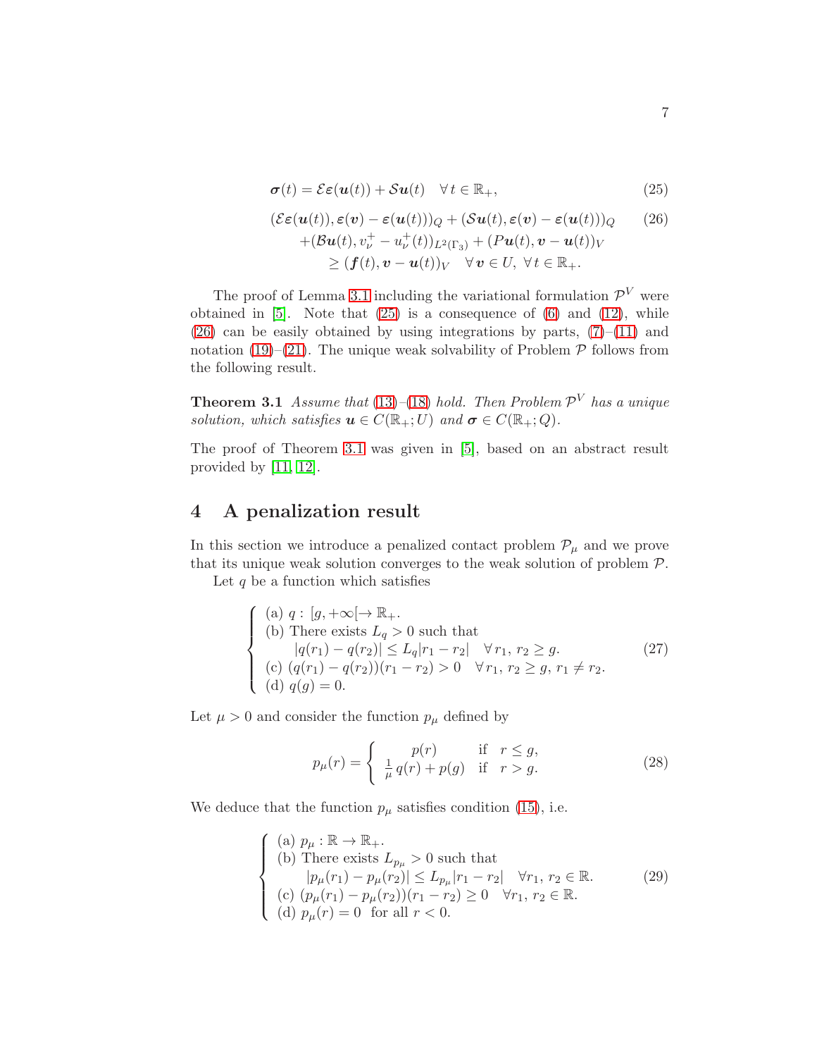$$\boldsymbol{\sigma}(t) = \mathcal{E}\boldsymbol{\varepsilon}(\boldsymbol{u}(t)) + \mathcal{S}\boldsymbol{u}(t) \quad \forall\, t \in \mathbb{R}_+, \tag{25}$$

$$\begin{aligned}
&(\mathcal{E}\boldsymbol{\varepsilon}(\boldsymbol{u}(t)), \boldsymbol{\varepsilon}(\boldsymbol{v}) - \boldsymbol{\varepsilon}(\boldsymbol{u}(t)))_Q + (\mathcal{S}\boldsymbol{u}(t), \boldsymbol{\varepsilon}(\boldsymbol{v}) - \boldsymbol{\varepsilon}(\boldsymbol{u}(t)))_Q \\
&\quad + (\mathcal{B}\boldsymbol{u}(t), v_\nu^+ - u_\nu^+(t))_{L^2(\Gamma_3)} + (P\boldsymbol{u}(t), \boldsymbol{v} - \boldsymbol{u}(t))_V \\
&\qquad \geq (\boldsymbol{f}(t), \boldsymbol{v} - \boldsymbol{u}(t))_V \quad \forall\, \boldsymbol{v} \in U,\ \forall\, t \in \mathbb{R}_+.
\end{aligned} \tag{26}$$

The proof of Lemma 3.1 including the variational formulation $\mathcal{P}^V$ were obtained in [5]. Note that (25) is a consequence of (6) and (12), while (26) can be easily obtained by using integrations by parts, (7)–(11) and notation (19)–(21). The unique weak solvability of Problem $\mathcal{P}$ follows from the following result.

**Theorem 3.1** *Assume that* (13)–(18) *hold. Then Problem* $\mathcal{P}^V$ *has a unique solution, which satisfies* $\boldsymbol{u} \in C(\mathbb{R}_+; U)$ *and* $\boldsymbol{\sigma} \in C(\mathbb{R}_+; Q)$.

The proof of Theorem 3.1 was given in [5], based on an abstract result provided by [11, 12].

## 4 A penalization result

In this section we introduce a penalized contact problem $\mathcal{P}_\mu$ and we prove that its unique weak solution converges to the weak solution of problem $\mathcal{P}$.

Let $q$ be a function which satisfies

$$\left\{\begin{array}{l}
\text{(a) } q : [g, +\infty[ \to \mathbb{R}_+. \\
\text{(b) There exists } L_q > 0 \text{ such that} \\
\qquad |q(r_1) - q(r_2)| \leq L_q |r_1 - r_2| \quad \forall\, r_1, r_2 \geq g. \\
\text{(c) } (q(r_1) - q(r_2))(r_1 - r_2) > 0 \quad \forall\, r_1, r_2 \geq g,\ r_1 \neq r_2. \\
\text{(d) } q(g) = 0.
\end{array}\right. \tag{27}$$

Let $\mu > 0$ and consider the function $p_\mu$ defined by

$$p_\mu(r) = \left\{\begin{array}{ll}
p(r) & \text{if } \ r \leq g, \\
\frac{1}{\mu}\, q(r) + p(g) & \text{if } \ r > g.
\end{array}\right. \tag{28}$$

We deduce that the function $p_\mu$ satisfies condition (15), i.e.

$$\left\{\begin{array}{l}
\text{(a) } p_\mu : \mathbb{R} \to \mathbb{R}_+. \\
\text{(b) There exists } L_{p_\mu} > 0 \text{ such that} \\
\qquad |p_\mu(r_1) - p_\mu(r_2)| \leq L_{p_\mu} |r_1 - r_2| \quad \forall r_1, r_2 \in \mathbb{R}. \\
\text{(c) } (p_\mu(r_1) - p_\mu(r_2))(r_1 - r_2) \geq 0 \quad \forall r_1, r_2 \in \mathbb{R}. \\
\text{(d) } p_\mu(r) = 0 \ \text{ for all } r < 0.
\end{array}\right. \tag{29}$$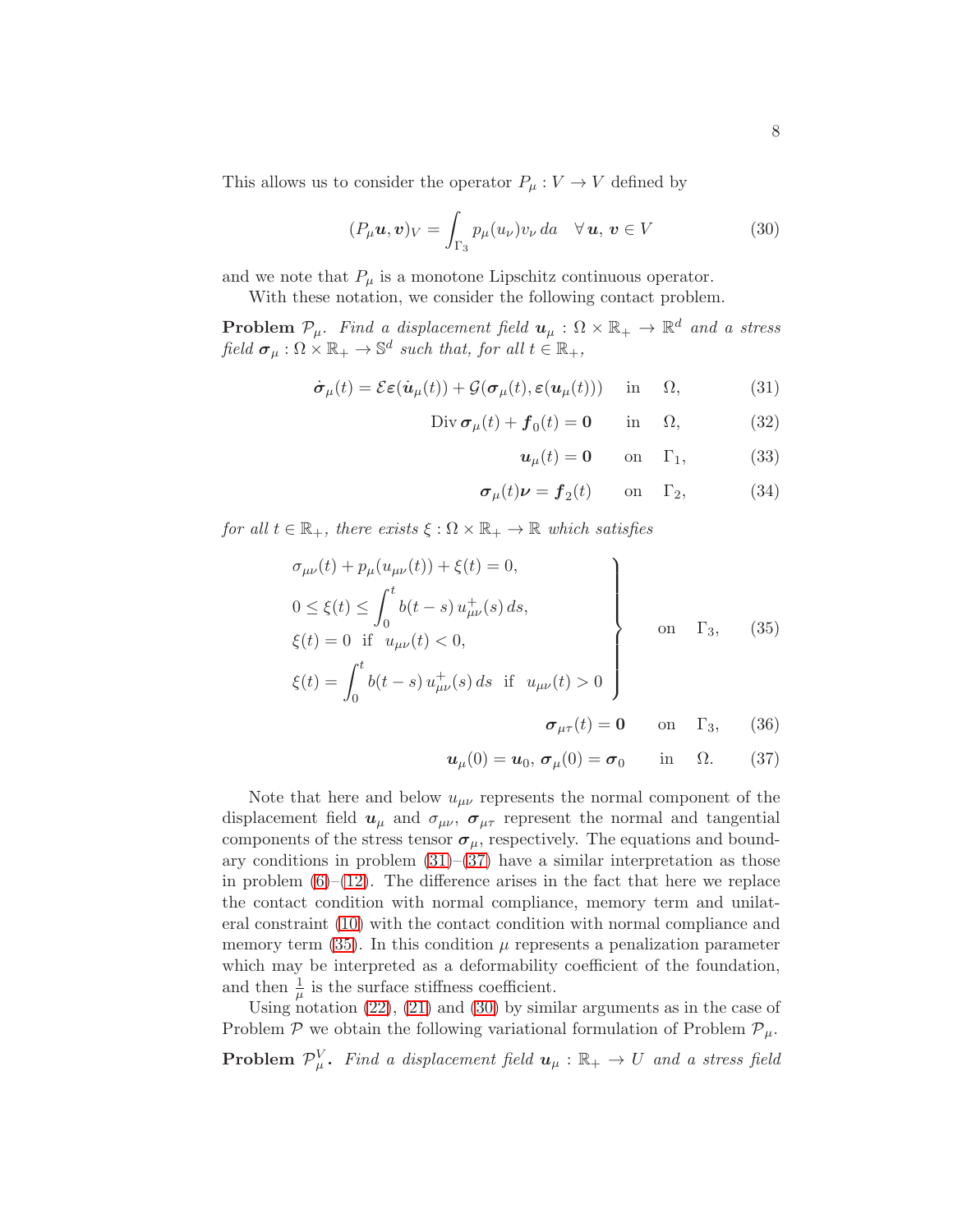This allows us to consider the operator $P_\mu : V \to V$ defined by

$$(P_\mu \boldsymbol{u}, \boldsymbol{v})_V = \int_{\Gamma_3} p_\mu(u_\nu) v_\nu \, da \quad \forall\, \boldsymbol{u},\, \boldsymbol{v} \in V \tag{30}$$

and we note that $P_\mu$ is a monotone Lipschitz continuous operator.

With these notation, we consider the following contact problem.

**Problem $\mathcal{P}_\mu$.** *Find a displacement field $\boldsymbol{u}_\mu : \Omega \times \mathbb{R}_+ \to \mathbb{R}^d$ and a stress field $\boldsymbol{\sigma}_\mu : \Omega \times \mathbb{R}_+ \to \mathbb{S}^d$ such that, for all $t \in \mathbb{R}_+$,*

$$\dot{\boldsymbol{\sigma}}_\mu(t) = \mathcal{E}\varepsilon(\dot{\boldsymbol{u}}_\mu(t)) + \mathcal{G}(\boldsymbol{\sigma}_\mu(t), \varepsilon(\boldsymbol{u}_\mu(t))) \quad \text{in} \quad \Omega, \tag{31}$$

$$\mathrm{Div}\, \boldsymbol{\sigma}_\mu(t) + \boldsymbol{f}_0(t) = \boldsymbol{0} \quad \text{in} \quad \Omega, \tag{32}$$

$$\boldsymbol{u}_\mu(t) = \boldsymbol{0} \quad \text{on} \quad \Gamma_1, \tag{33}$$

$$\boldsymbol{\sigma}_\mu(t)\boldsymbol{\nu} = \boldsymbol{f}_2(t) \quad \text{on} \quad \Gamma_2, \tag{34}$$

*for all $t \in \mathbb{R}_+$, there exists $\xi : \Omega \times \mathbb{R}_+ \to \mathbb{R}$ which satisfies*

$$\left.\begin{array}{l}
\sigma_{\mu\nu}(t) + p_\mu(u_{\mu\nu}(t)) + \xi(t) = 0, \\[2mm]
0 \le \xi(t) \le \displaystyle\int_0^t b(t-s)\, u^+_{\mu\nu}(s)\, ds, \\[2mm]
\xi(t) = 0 \ \text{ if } \ u_{\mu\nu}(t) < 0, \\[2mm]
\xi(t) = \displaystyle\int_0^t b(t-s)\, u^+_{\mu\nu}(s)\, ds \ \text{ if } \ u_{\mu\nu}(t) > 0
\end{array}\right\} \quad \text{on} \quad \Gamma_3, \tag{35}$$

$$\boldsymbol{\sigma}_{\mu\tau}(t) = \boldsymbol{0} \quad \text{on} \quad \Gamma_3, \tag{36}$$

$$\boldsymbol{u}_\mu(0) = \boldsymbol{u}_0,\ \boldsymbol{\sigma}_\mu(0) = \boldsymbol{\sigma}_0 \quad \text{in} \quad \Omega. \tag{37}$$

Note that here and below $u_{\mu\nu}$ represents the normal component of the displacement field $\boldsymbol{u}_\mu$ and $\sigma_{\mu\nu}$, $\boldsymbol{\sigma}_{\mu\tau}$ represent the normal and tangential components of the stress tensor $\boldsymbol{\sigma}_\mu$, respectively. The equations and boundary conditions in problem (31)–(37) have a similar interpretation as those in problem (6)–(12). The difference arises in the fact that here we replace the contact condition with normal compliance, memory term and unilateral constraint (10) with the contact condition with normal compliance and memory term (35). In this condition $\mu$ represents a penalization parameter which may be interpreted as a deformability coefficient of the foundation, and then $\frac{1}{\mu}$ is the surface stiffness coefficient.

Using notation (22), (21) and (30) by similar arguments as in the case of Problem $\mathcal{P}$ we obtain the following variational formulation of Problem $\mathcal{P}_\mu$.

**Problem $\mathcal{P}^V_\mu$.** *Find a displacement field $\boldsymbol{u}_\mu : \mathbb{R}_+ \to U$ and a stress field*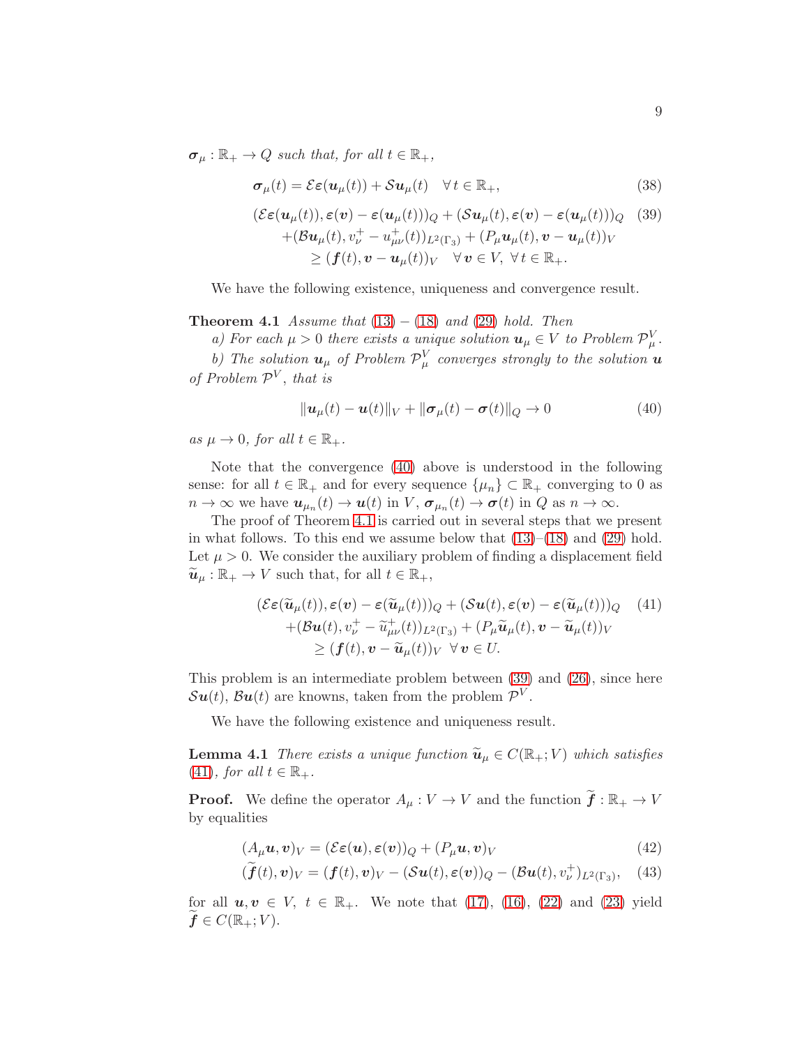$\boldsymbol{\sigma}_\mu : \mathbb{R}_+ \to Q$ *such that, for all* $t \in \mathbb{R}_+$,

$$\boldsymbol{\sigma}_\mu(t) = \mathcal{E}\boldsymbol{\varepsilon}(\boldsymbol{u}_\mu(t)) + \mathcal{S}\boldsymbol{u}_\mu(t) \quad \forall\, t \in \mathbb{R}_+, \tag{38}$$

$$\begin{aligned}
&(\mathcal{E}\boldsymbol{\varepsilon}(\boldsymbol{u}_\mu(t)), \boldsymbol{\varepsilon}(\boldsymbol{v}) - \boldsymbol{\varepsilon}(\boldsymbol{u}_\mu(t)))_Q + (\mathcal{S}\boldsymbol{u}_\mu(t), \boldsymbol{\varepsilon}(\boldsymbol{v}) - \boldsymbol{\varepsilon}(\boldsymbol{u}_\mu(t)))_Q \\
&\quad + (\mathcal{B}\boldsymbol{u}_\mu(t), v_\nu^+ - u_{\mu\nu}^+(t))_{L^2(\Gamma_3)} + (P_\mu \boldsymbol{u}_\mu(t), \boldsymbol{v} - \boldsymbol{u}_\mu(t))_V \\
&\qquad \geq (\boldsymbol{f}(t), \boldsymbol{v} - \boldsymbol{u}_\mu(t))_V \quad \forall\, \boldsymbol{v} \in V,\ \forall\, t \in \mathbb{R}_+.
\end{aligned} \tag{39}$$

We have the following existence, uniqueness and convergence result.

**Theorem 4.1** *Assume that* (13) – (18) *and* (29) *hold. Then*

*a) For each* $\mu > 0$ *there exists a unique solution* $\boldsymbol{u}_\mu \in V$ *to Problem* $\mathcal{P}_\mu^V$.

*b) The solution* $\boldsymbol{u}_\mu$ *of Problem* $\mathcal{P}_\mu^V$ *converges strongly to the solution* $\boldsymbol{u}$ *of Problem* $\mathcal{P}^V$, *that is*

$$\|\boldsymbol{u}_\mu(t) - \boldsymbol{u}(t)\|_V + \|\boldsymbol{\sigma}_\mu(t) - \boldsymbol{\sigma}(t)\|_Q \to 0 \tag{40}$$

*as* $\mu \to 0$, *for all* $t \in \mathbb{R}_+$.

Note that the convergence (40) above is understood in the following sense: for all $t \in \mathbb{R}_+$ and for every sequence $\{\mu_n\} \subset \mathbb{R}_+$ converging to 0 as $n \to \infty$ we have $\boldsymbol{u}_{\mu_n}(t) \to \boldsymbol{u}(t)$ in $V$, $\boldsymbol{\sigma}_{\mu_n}(t) \to \boldsymbol{\sigma}(t)$ in $Q$ as $n \to \infty$.

The proof of Theorem 4.1 is carried out in several steps that we present in what follows. To this end we assume below that (13)–(18) and (29) hold. Let $\mu > 0$. We consider the auxiliary problem of finding a displacement field $\widetilde{\boldsymbol{u}}_\mu : \mathbb{R}_+ \to V$ such that, for all $t \in \mathbb{R}_+$,

$$\begin{aligned}
&(\mathcal{E}\boldsymbol{\varepsilon}(\widetilde{\boldsymbol{u}}_\mu(t)), \boldsymbol{\varepsilon}(\boldsymbol{v}) - \boldsymbol{\varepsilon}(\widetilde{\boldsymbol{u}}_\mu(t)))_Q + (\mathcal{S}\boldsymbol{u}(t), \boldsymbol{\varepsilon}(\boldsymbol{v}) - \boldsymbol{\varepsilon}(\widetilde{\boldsymbol{u}}_\mu(t)))_Q \\
&\quad + (\mathcal{B}\boldsymbol{u}(t), v_\nu^+ - \widetilde{u}_{\mu\nu}^+(t))_{L^2(\Gamma_3)} + (P_\mu \widetilde{\boldsymbol{u}}_\mu(t), \boldsymbol{v} - \widetilde{\boldsymbol{u}}_\mu(t))_V \\
&\qquad \geq (\boldsymbol{f}(t), \boldsymbol{v} - \widetilde{\boldsymbol{u}}_\mu(t))_V \quad \forall\, \boldsymbol{v} \in U.
\end{aligned} \tag{41}$$

This problem is an intermediate problem between (39) and (26), since here $\mathcal{S}\boldsymbol{u}(t)$, $\mathcal{B}\boldsymbol{u}(t)$ are knowns, taken from the problem $\mathcal{P}^V$.

We have the following existence and uniqueness result.

**Lemma 4.1** *There exists a unique function* $\widetilde{\boldsymbol{u}}_\mu \in C(\mathbb{R}_+; V)$ *which satisfies* (41), *for all* $t \in \mathbb{R}_+$.

**Proof.** We define the operator $A_\mu : V \to V$ and the function $\widetilde{\boldsymbol{f}} : \mathbb{R}_+ \to V$ by equalities

$$(A_\mu \boldsymbol{u}, \boldsymbol{v})_V = (\mathcal{E}\boldsymbol{\varepsilon}(\boldsymbol{u}), \boldsymbol{\varepsilon}(\boldsymbol{v}))_Q + (P_\mu \boldsymbol{u}, \boldsymbol{v})_V \tag{42}$$

$$(\widetilde{\boldsymbol{f}}(t), \boldsymbol{v})_V = (\boldsymbol{f}(t), \boldsymbol{v})_V - (\mathcal{S}\boldsymbol{u}(t), \boldsymbol{\varepsilon}(\boldsymbol{v}))_Q - (\mathcal{B}\boldsymbol{u}(t), v_\nu^+)_{L^2(\Gamma_3)}, \tag{43}$$

for all $\boldsymbol{u}, \boldsymbol{v} \in V$, $t \in \mathbb{R}_+$. We note that (17), (16), (22) and (23) yield $\widetilde{\boldsymbol{f}} \in C(\mathbb{R}_+; V)$.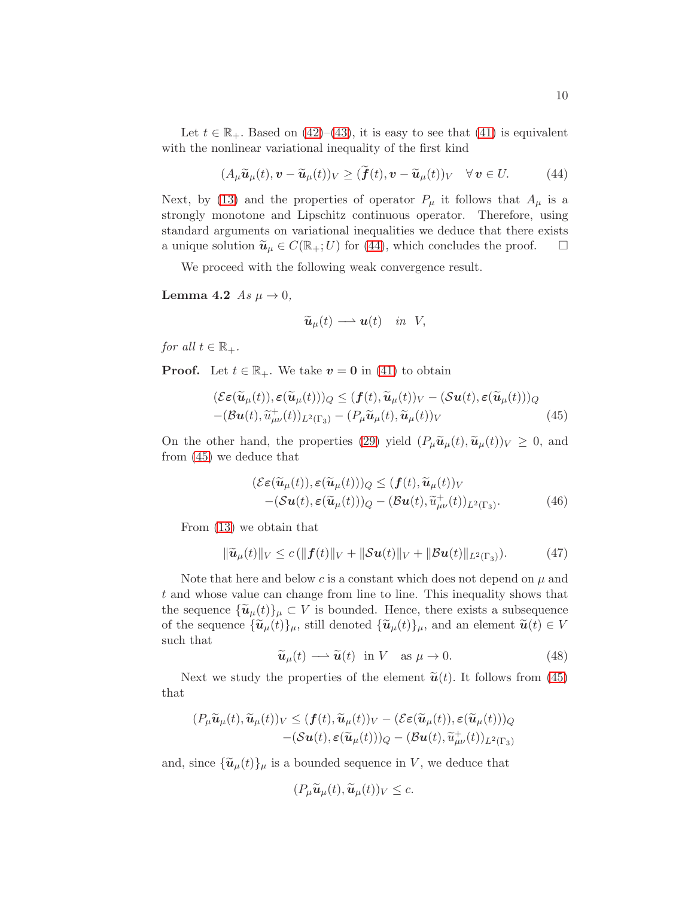Let $t \in \mathbb{R}_+$. Based on (42)–(43), it is easy to see that (41) is equivalent with the nonlinear variational inequality of the first kind

$$(A_\mu \widetilde{\boldsymbol{u}}_\mu(t), \boldsymbol{v} - \widetilde{\boldsymbol{u}}_\mu(t))_V \geq (\widetilde{\boldsymbol{f}}(t), \boldsymbol{v} - \widetilde{\boldsymbol{u}}_\mu(t))_V \quad \forall\, \boldsymbol{v} \in U. \tag{44}$$

Next, by (13) and the properties of operator $P_\mu$ it follows that $A_\mu$ is a strongly monotone and Lipschitz continuous operator. Therefore, using standard arguments on variational inequalities we deduce that there exists a unique solution $\widetilde{\boldsymbol{u}}_\mu \in C(\mathbb{R}_+; U)$ for (44), which concludes the proof. $\square$

We proceed with the following weak convergence result.

**Lemma 4.2** *As $\mu \to 0$,*

$$\widetilde{\boldsymbol{u}}_\mu(t) \rightharpoonup \boldsymbol{u}(t) \quad in \;\; V,$$

*for all $t \in \mathbb{R}_+$.*

**Proof.** Let $t \in \mathbb{R}_+$. We take $\boldsymbol{v} = \boldsymbol{0}$ in (41) to obtain

$$\begin{aligned}
&(\mathcal{E}\boldsymbol{\varepsilon}(\widetilde{\boldsymbol{u}}_\mu(t)), \boldsymbol{\varepsilon}(\widetilde{\boldsymbol{u}}_\mu(t)))_Q \leq (\boldsymbol{f}(t), \widetilde{\boldsymbol{u}}_\mu(t))_V - (\mathcal{S}\boldsymbol{u}(t), \boldsymbol{\varepsilon}(\widetilde{\boldsymbol{u}}_\mu(t)))_Q \\
&-(\mathcal{B}\boldsymbol{u}(t), \widetilde{u}_{\mu\nu}^+(t))_{L^2(\Gamma_3)} - (P_\mu \widetilde{\boldsymbol{u}}_\mu(t), \widetilde{\boldsymbol{u}}_\mu(t))_V
\end{aligned} \tag{45}$$

On the other hand, the properties (29) yield $(P_\mu \widetilde{\boldsymbol{u}}_\mu(t), \widetilde{\boldsymbol{u}}_\mu(t))_V \geq 0$, and from (45) we deduce that

$$\begin{aligned}
(\mathcal{E}\boldsymbol{\varepsilon}(\widetilde{\boldsymbol{u}}_\mu(t)), \boldsymbol{\varepsilon}(\widetilde{\boldsymbol{u}}_\mu(t)))_Q &\leq (\boldsymbol{f}(t), \widetilde{\boldsymbol{u}}_\mu(t))_V \\
-(\mathcal{S}\boldsymbol{u}(t), \boldsymbol{\varepsilon}(\widetilde{\boldsymbol{u}}_\mu(t)))_Q &- (\mathcal{B}\boldsymbol{u}(t), \widetilde{u}_{\mu\nu}^+(t))_{L^2(\Gamma_3)}.
\end{aligned} \tag{46}$$

From (13) we obtain that

$$\|\widetilde{\boldsymbol{u}}_\mu(t)\|_V \leq c\,(\|\boldsymbol{f}(t)\|_V + \|\mathcal{S}\boldsymbol{u}(t)\|_V + \|\mathcal{B}\boldsymbol{u}(t)\|_{L^2(\Gamma_3)}). \tag{47}$$

Note that here and below $c$ is a constant which does not depend on $\mu$ and $t$ and whose value can change from line to line. This inequality shows that the sequence $\{\widetilde{\boldsymbol{u}}_\mu(t)\}_\mu \subset V$ is bounded. Hence, there exists a subsequence of the sequence $\{\widetilde{\boldsymbol{u}}_\mu(t)\}_\mu$, still denoted $\{\widetilde{\boldsymbol{u}}_\mu(t)\}_\mu$, and an element $\widetilde{\boldsymbol{u}}(t) \in V$ such that

$$\widetilde{\boldsymbol{u}}_\mu(t) \rightharpoonup \widetilde{\boldsymbol{u}}(t) \;\; \text{in } V \quad \text{as } \mu \to 0. \tag{48}$$

Next we study the properties of the element $\widetilde{\boldsymbol{u}}(t)$. It follows from (45) that

$$\begin{aligned}
(P_\mu \widetilde{\boldsymbol{u}}_\mu(t), \widetilde{\boldsymbol{u}}_\mu(t))_V &\leq (\boldsymbol{f}(t), \widetilde{\boldsymbol{u}}_\mu(t))_V - (\mathcal{E}\boldsymbol{\varepsilon}(\widetilde{\boldsymbol{u}}_\mu(t)), \boldsymbol{\varepsilon}(\widetilde{\boldsymbol{u}}_\mu(t)))_Q \\
&-(\mathcal{S}\boldsymbol{u}(t), \boldsymbol{\varepsilon}(\widetilde{\boldsymbol{u}}_\mu(t)))_Q - (\mathcal{B}\boldsymbol{u}(t), \widetilde{u}_{\mu\nu}^+(t))_{L^2(\Gamma_3)}
\end{aligned}$$

and, since $\{\widetilde{\boldsymbol{u}}_\mu(t)\}_\mu$ is a bounded sequence in $V$, we deduce that

$$(P_\mu \widetilde{\boldsymbol{u}}_\mu(t), \widetilde{\boldsymbol{u}}_\mu(t))_V \leq c.$$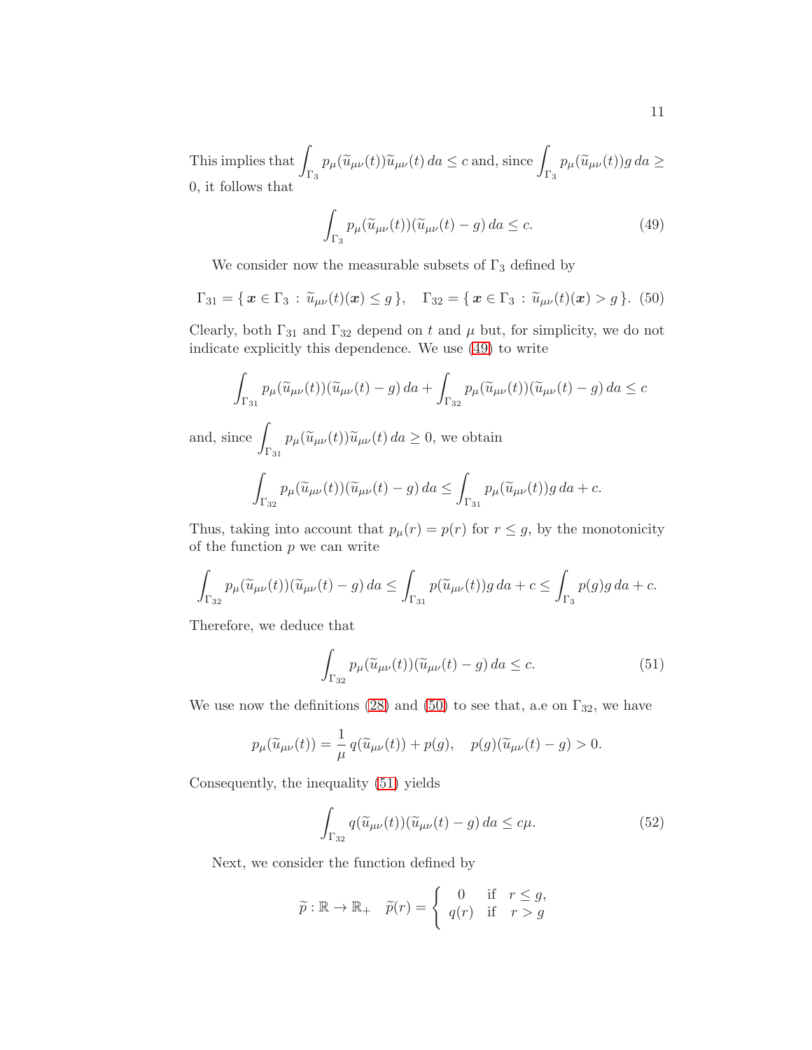This implies that $\displaystyle\int_{\Gamma_3} p_\mu(\widetilde{u}_{\mu\nu}(t))\widetilde{u}_{\mu\nu}(t)\,da \le c$ and, since $\displaystyle\int_{\Gamma_3} p_\mu(\widetilde{u}_{\mu\nu}(t))g\,da \ge 0$, it follows that

$$\int_{\Gamma_3} p_\mu(\widetilde{u}_{\mu\nu}(t))(\widetilde{u}_{\mu\nu}(t) - g)\,da \le c. \tag{49}$$

We consider now the measurable subsets of $\Gamma_3$ defined by

$$\Gamma_{31} = \{\, \boldsymbol{x} \in \Gamma_3 \,:\, \widetilde{u}_{\mu\nu}(t)(\boldsymbol{x}) \le g \,\}, \quad \Gamma_{32} = \{\, \boldsymbol{x} \in \Gamma_3 \,:\, \widetilde{u}_{\mu\nu}(t)(\boldsymbol{x}) > g \,\}. \tag{50}$$

Clearly, both $\Gamma_{31}$ and $\Gamma_{32}$ depend on $t$ and $\mu$ but, for simplicity, we do not indicate explicitly this dependence. We use (49) to write

$$\int_{\Gamma_{31}} p_\mu(\widetilde{u}_{\mu\nu}(t))(\widetilde{u}_{\mu\nu}(t) - g)\,da + \int_{\Gamma_{32}} p_\mu(\widetilde{u}_{\mu\nu}(t))(\widetilde{u}_{\mu\nu}(t) - g)\,da \le c$$

and, since $\displaystyle\int_{\Gamma_{31}} p_\mu(\widetilde{u}_{\mu\nu}(t))\widetilde{u}_{\mu\nu}(t)\,da \ge 0$, we obtain

$$\int_{\Gamma_{32}} p_\mu(\widetilde{u}_{\mu\nu}(t))(\widetilde{u}_{\mu\nu}(t) - g)\,da \le \int_{\Gamma_{31}} p_\mu(\widetilde{u}_{\mu\nu}(t))g\,da + c.$$

Thus, taking into account that $p_\mu(r) = p(r)$ for $r \le g$, by the monotonicity of the function $p$ we can write

$$\int_{\Gamma_{32}} p_\mu(\widetilde{u}_{\mu\nu}(t))(\widetilde{u}_{\mu\nu}(t) - g)\,da \le \int_{\Gamma_{31}} p(\widetilde{u}_{\mu\nu}(t))g\,da + c \le \int_{\Gamma_3} p(g)g\,da + c.$$

Therefore, we deduce that

$$\int_{\Gamma_{32}} p_\mu(\widetilde{u}_{\mu\nu}(t))(\widetilde{u}_{\mu\nu}(t) - g)\,da \le c. \tag{51}$$

We use now the definitions (28) and (50) to see that, a.e on $\Gamma_{32}$, we have

$$p_\mu(\widetilde{u}_{\mu\nu}(t)) = \frac{1}{\mu}\,q(\widetilde{u}_{\mu\nu}(t)) + p(g), \quad p(g)(\widetilde{u}_{\mu\nu}(t) - g) > 0.$$

Consequently, the inequality (51) yields

$$\int_{\Gamma_{32}} q(\widetilde{u}_{\mu\nu}(t))(\widetilde{u}_{\mu\nu}(t) - g)\,da \le c\mu. \tag{52}$$

Next, we consider the function defined by

$$\widetilde{p} : \mathbb{R} \to \mathbb{R}_+ \quad \widetilde{p}(r) = \begin{cases} 0 & \text{if} \quad r \le g, \\ q(r) & \text{if} \quad r > g \end{cases}$$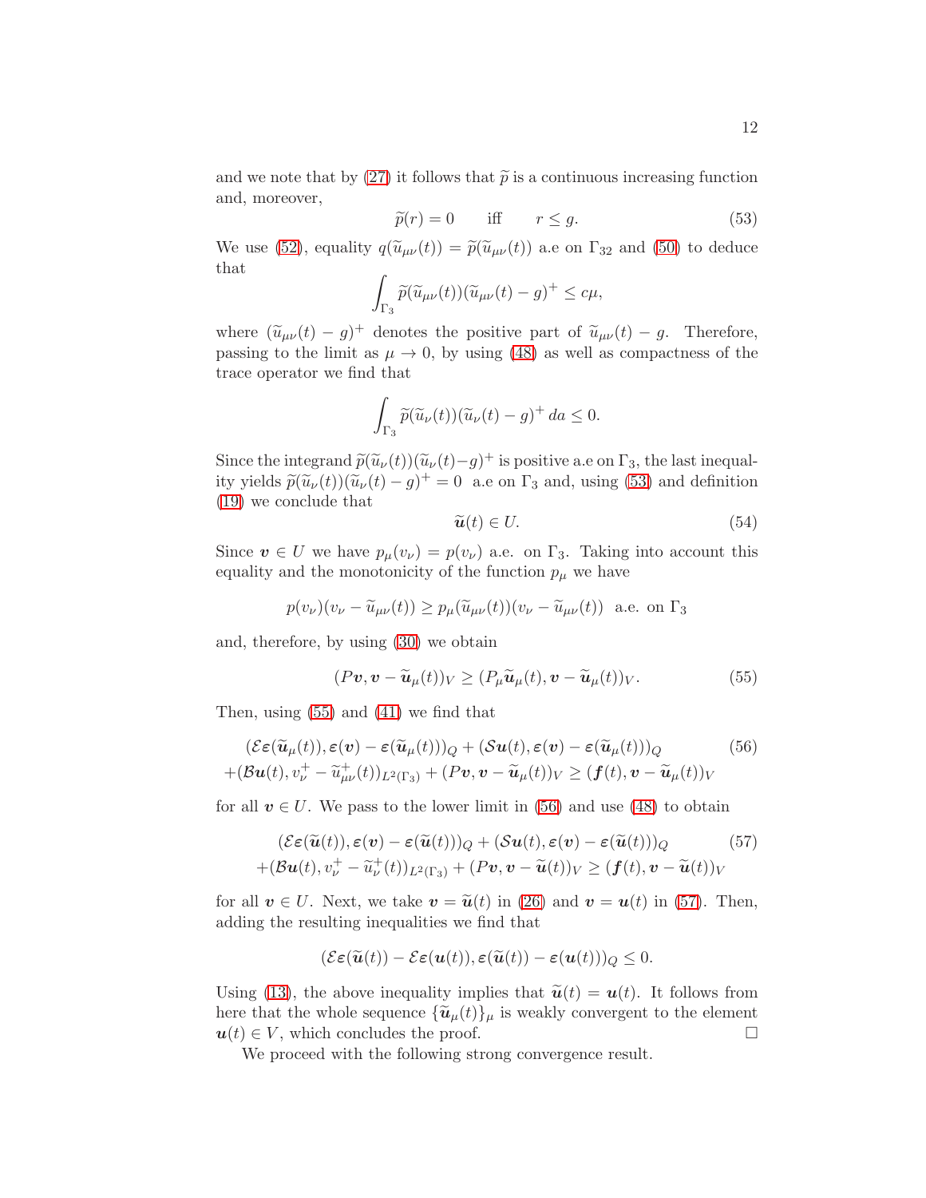and we note that by (27) it follows that $\widetilde{p}$ is a continuous increasing function and, moreover,

$$\widetilde{p}(r) = 0 \qquad \text{iff} \qquad r \leq g. \tag{53}$$

We use (52), equality $q(\widetilde{u}_{\mu\nu}(t)) = \widetilde{p}(\widetilde{u}_{\mu\nu}(t))$ a.e on $\Gamma_{32}$ and (50) to deduce that

$$\int_{\Gamma_3} \widetilde{p}(\widetilde{u}_{\mu\nu}(t))(\widetilde{u}_{\mu\nu}(t) - g)^+ \leq c\mu,$$

where $(\widetilde{u}_{\mu\nu}(t) - g)^+$ denotes the positive part of $\widetilde{u}_{\mu\nu}(t) - g$. Therefore, passing to the limit as $\mu \to 0$, by using (48) as well as compactness of the trace operator we find that

$$\int_{\Gamma_3} \widetilde{p}(\widetilde{u}_\nu(t))(\widetilde{u}_\nu(t) - g)^+ \, da \leq 0.$$

Since the integrand $\widetilde{p}(\widetilde{u}_\nu(t))(\widetilde{u}_\nu(t) - g)^+$ is positive a.e on $\Gamma_3$, the last inequality yields $\widetilde{p}(\widetilde{u}_\nu(t))(\widetilde{u}_\nu(t) - g)^+ = 0$ a.e on $\Gamma_3$ and, using (53) and definition (19) we conclude that

$$\widetilde{\boldsymbol{u}}(t) \in U. \tag{54}$$

Since $\boldsymbol{v} \in U$ we have $p_\mu(v_\nu) = p(v_\nu)$ a.e. on $\Gamma_3$. Taking into account this equality and the monotonicity of the function $p_\mu$ we have

$$p(v_\nu)(v_\nu - \widetilde{u}_{\mu\nu}(t)) \geq p_\mu(\widetilde{u}_{\mu\nu}(t))(v_\nu - \widetilde{u}_{\mu\nu}(t)) \ \text{ a.e. on } \Gamma_3$$

and, therefore, by using (30) we obtain

$$(P\boldsymbol{v}, \boldsymbol{v} - \widetilde{\boldsymbol{u}}_\mu(t))_V \geq (P_\mu \widetilde{\boldsymbol{u}}_\mu(t), \boldsymbol{v} - \widetilde{\boldsymbol{u}}_\mu(t))_V. \tag{55}$$

Then, using (55) and (41) we find that

$$\begin{aligned}
&(\mathcal{E}\boldsymbol{\varepsilon}(\widetilde{\boldsymbol{u}}_\mu(t)), \boldsymbol{\varepsilon}(\boldsymbol{v}) - \boldsymbol{\varepsilon}(\widetilde{\boldsymbol{u}}_\mu(t)))_Q + (\mathcal{S}\boldsymbol{u}(t), \boldsymbol{\varepsilon}(\boldsymbol{v}) - \boldsymbol{\varepsilon}(\widetilde{\boldsymbol{u}}_\mu(t)))_Q \\
&+(\mathcal{B}\boldsymbol{u}(t), v_\nu^+ - \widetilde{u}_{\mu\nu}^+(t))_{L^2(\Gamma_3)} + (P\boldsymbol{v}, \boldsymbol{v} - \widetilde{\boldsymbol{u}}_\mu(t))_V \geq (\boldsymbol{f}(t), \boldsymbol{v} - \widetilde{\boldsymbol{u}}_\mu(t))_V
\end{aligned} \tag{56}$$

for all $\boldsymbol{v} \in U$. We pass to the lower limit in (56) and use (48) to obtain

$$\begin{aligned}
&(\mathcal{E}\boldsymbol{\varepsilon}(\widetilde{\boldsymbol{u}}(t)), \boldsymbol{\varepsilon}(\boldsymbol{v}) - \boldsymbol{\varepsilon}(\widetilde{\boldsymbol{u}}(t)))_Q + (\mathcal{S}\boldsymbol{u}(t), \boldsymbol{\varepsilon}(\boldsymbol{v}) - \boldsymbol{\varepsilon}(\widetilde{\boldsymbol{u}}(t)))_Q \\
&+(\mathcal{B}\boldsymbol{u}(t), v_\nu^+ - \widetilde{u}_\nu^+(t))_{L^2(\Gamma_3)} + (P\boldsymbol{v}, \boldsymbol{v} - \widetilde{\boldsymbol{u}}(t))_V \geq (\boldsymbol{f}(t), \boldsymbol{v} - \widetilde{\boldsymbol{u}}(t))_V
\end{aligned} \tag{57}$$

for all $\boldsymbol{v} \in U$. Next, we take $\boldsymbol{v} = \widetilde{\boldsymbol{u}}(t)$ in (26) and $\boldsymbol{v} = \boldsymbol{u}(t)$ in (57). Then, adding the resulting inequalities we find that

$$(\mathcal{E}\boldsymbol{\varepsilon}(\widetilde{\boldsymbol{u}}(t)) - \mathcal{E}\boldsymbol{\varepsilon}(\boldsymbol{u}(t)), \boldsymbol{\varepsilon}(\widetilde{\boldsymbol{u}}(t)) - \boldsymbol{\varepsilon}(\boldsymbol{u}(t)))_Q \leq 0.$$

Using (13), the above inequality implies that $\widetilde{\boldsymbol{u}}(t) = \boldsymbol{u}(t)$. It follows from here that the whole sequence $\{\widetilde{\boldsymbol{u}}_\mu(t)\}_\mu$ is weakly convergent to the element $\boldsymbol{u}(t) \in V$, which concludes the proof. $\square$

We proceed with the following strong convergence result.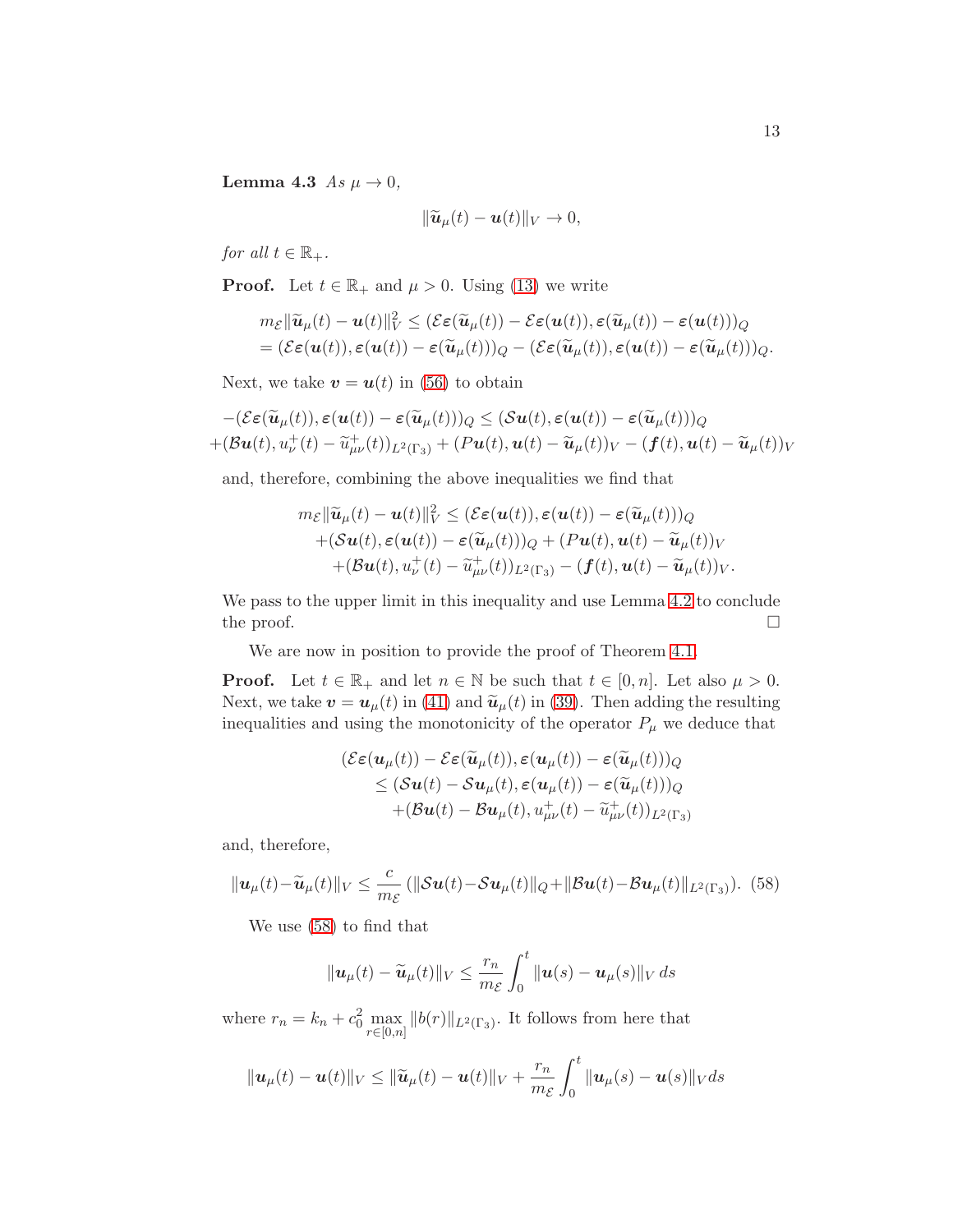**Lemma 4.3** *As $\mu \to 0$,*

$$\|\widetilde{\boldsymbol{u}}_\mu(t) - \boldsymbol{u}(t)\|_V \to 0,$$

*for all $t \in \mathbb{R}_+$.*

**Proof.** Let $t \in \mathbb{R}_+$ and $\mu > 0$. Using (13) we write

$$\begin{aligned}
&m_{\mathcal{E}}\|\widetilde{\boldsymbol{u}}_\mu(t) - \boldsymbol{u}(t)\|_V^2 \le (\mathcal{E}\boldsymbol{\varepsilon}(\widetilde{\boldsymbol{u}}_\mu(t)) - \mathcal{E}\boldsymbol{\varepsilon}(\boldsymbol{u}(t)), \boldsymbol{\varepsilon}(\widetilde{\boldsymbol{u}}_\mu(t)) - \boldsymbol{\varepsilon}(\boldsymbol{u}(t)))_Q \\
&= (\mathcal{E}\boldsymbol{\varepsilon}(\boldsymbol{u}(t)), \boldsymbol{\varepsilon}(\boldsymbol{u}(t)) - \boldsymbol{\varepsilon}(\widetilde{\boldsymbol{u}}_\mu(t)))_Q - (\mathcal{E}\boldsymbol{\varepsilon}(\widetilde{\boldsymbol{u}}_\mu(t)), \boldsymbol{\varepsilon}(\boldsymbol{u}(t)) - \boldsymbol{\varepsilon}(\widetilde{\boldsymbol{u}}_\mu(t)))_Q.
\end{aligned}$$

Next, we take $\boldsymbol{v} = \boldsymbol{u}(t)$ in (56) to obtain

$$\begin{aligned}
&-(\mathcal{E}\boldsymbol{\varepsilon}(\widetilde{\boldsymbol{u}}_\mu(t)), \boldsymbol{\varepsilon}(\boldsymbol{u}(t)) - \boldsymbol{\varepsilon}(\widetilde{\boldsymbol{u}}_\mu(t)))_Q \le (\mathcal{S}\boldsymbol{u}(t), \boldsymbol{\varepsilon}(\boldsymbol{u}(t)) - \boldsymbol{\varepsilon}(\widetilde{\boldsymbol{u}}_\mu(t)))_Q \\
&+(\mathcal{B}\boldsymbol{u}(t), u_\nu^+(t) - \widetilde{u}_{\mu\nu}^+(t))_{L^2(\Gamma_3)} + (P\boldsymbol{u}(t), \boldsymbol{u}(t) - \widetilde{\boldsymbol{u}}_\mu(t))_V - (\boldsymbol{f}(t), \boldsymbol{u}(t) - \widetilde{\boldsymbol{u}}_\mu(t))_V
\end{aligned}$$

and, therefore, combining the above inequalities we find that

$$\begin{aligned}
m_{\mathcal{E}}\|\widetilde{\boldsymbol{u}}_\mu(t) - \boldsymbol{u}(t)\|_V^2 &\le (\mathcal{E}\boldsymbol{\varepsilon}(\boldsymbol{u}(t)), \boldsymbol{\varepsilon}(\boldsymbol{u}(t)) - \boldsymbol{\varepsilon}(\widetilde{\boldsymbol{u}}_\mu(t)))_Q \\
&+(\mathcal{S}\boldsymbol{u}(t), \boldsymbol{\varepsilon}(\boldsymbol{u}(t)) - \boldsymbol{\varepsilon}(\widetilde{\boldsymbol{u}}_\mu(t)))_Q + (P\boldsymbol{u}(t), \boldsymbol{u}(t) - \widetilde{\boldsymbol{u}}_\mu(t))_V \\
&+(\mathcal{B}\boldsymbol{u}(t), u_\nu^+(t) - \widetilde{u}_{\mu\nu}^+(t))_{L^2(\Gamma_3)} - (\boldsymbol{f}(t), \boldsymbol{u}(t) - \widetilde{\boldsymbol{u}}_\mu(t))_V.
\end{aligned}$$

We pass to the upper limit in this inequality and use Lemma 4.2 to conclude the proof. $\Box$

We are now in position to provide the proof of Theorem 4.1.

**Proof.** Let $t \in \mathbb{R}_+$ and let $n \in \mathbb{N}$ be such that $t \in [0, n]$. Let also $\mu > 0$. Next, we take $\boldsymbol{v} = \boldsymbol{u}_\mu(t)$ in (41) and $\widetilde{\boldsymbol{u}}_\mu(t)$ in (39). Then adding the resulting inequalities and using the monotonicity of the operator $P_\mu$ we deduce that

$$\begin{aligned}
&(\mathcal{E}\boldsymbol{\varepsilon}(\boldsymbol{u}_\mu(t)) - \mathcal{E}\boldsymbol{\varepsilon}(\widetilde{\boldsymbol{u}}_\mu(t)), \boldsymbol{\varepsilon}(\boldsymbol{u}_\mu(t)) - \boldsymbol{\varepsilon}(\widetilde{\boldsymbol{u}}_\mu(t)))_Q \\
&\le (\mathcal{S}\boldsymbol{u}(t) - \mathcal{S}\boldsymbol{u}_\mu(t), \boldsymbol{\varepsilon}(\boldsymbol{u}_\mu(t)) - \boldsymbol{\varepsilon}(\widetilde{\boldsymbol{u}}_\mu(t)))_Q \\
&+(\mathcal{B}\boldsymbol{u}(t) - \mathcal{B}\boldsymbol{u}_\mu(t), u_{\mu\nu}^+(t) - \widetilde{u}_{\mu\nu}^+(t))_{L^2(\Gamma_3)}
\end{aligned}$$

and, therefore,

$$\|\boldsymbol{u}_\mu(t) - \widetilde{\boldsymbol{u}}_\mu(t)\|_V \le \frac{c}{m_{\mathcal{E}}}\,(\|\mathcal{S}\boldsymbol{u}(t) - \mathcal{S}\boldsymbol{u}_\mu(t)\|_Q + \|\mathcal{B}\boldsymbol{u}(t) - \mathcal{B}\boldsymbol{u}_\mu(t)\|_{L^2(\Gamma_3)}). \quad (58)$$

We use (58) to find that

$$\|\boldsymbol{u}_\mu(t) - \widetilde{\boldsymbol{u}}_\mu(t)\|_V \le \frac{r_n}{m_{\mathcal{E}}}\int_0^t \|\boldsymbol{u}(s) - \boldsymbol{u}_\mu(s)\|_V\, ds$$

where $r_n = k_n + c_0^2 \max_{r\in[0,n]} \|b(r)\|_{L^2(\Gamma_3)}$. It follows from here that

$$\|\boldsymbol{u}_\mu(t) - \boldsymbol{u}(t)\|_V \le \|\widetilde{\boldsymbol{u}}_\mu(t) - \boldsymbol{u}(t)\|_V + \frac{r_n}{m_{\mathcal{E}}}\int_0^t \|\boldsymbol{u}_\mu(s) - \boldsymbol{u}(s)\|_V ds$$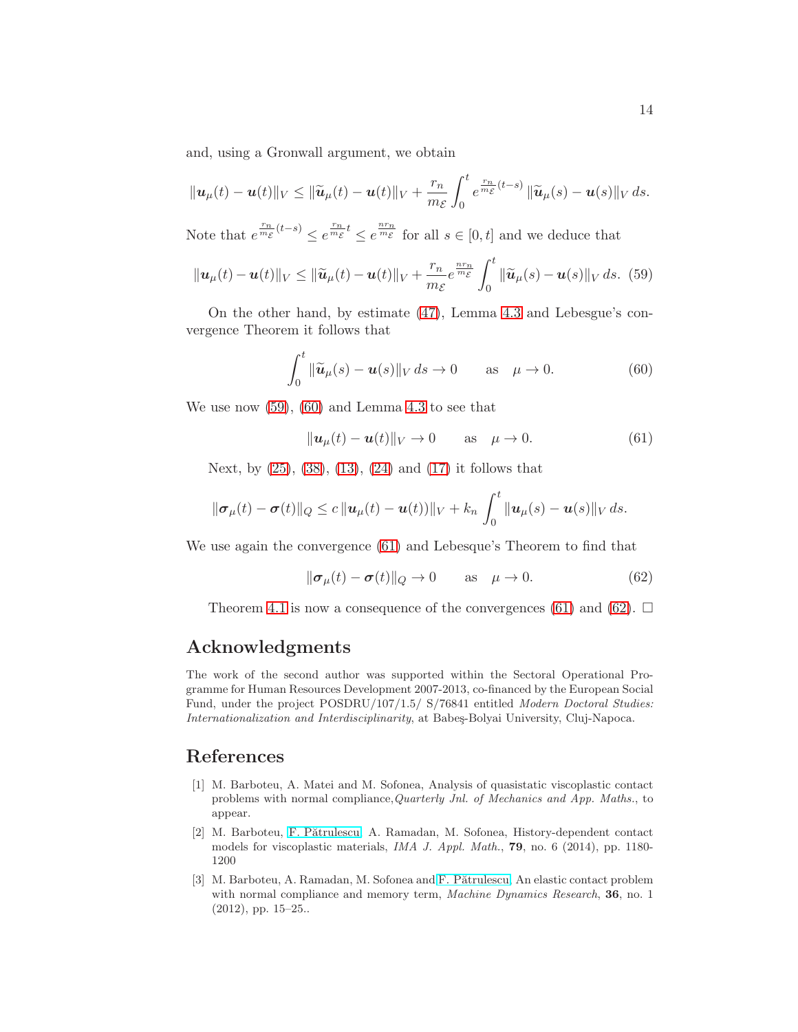and, using a Gronwall argument, we obtain

$$\|\boldsymbol{u}_\mu(t) - \boldsymbol{u}(t)\|_V \le \|\widetilde{\boldsymbol{u}}_\mu(t) - \boldsymbol{u}(t)\|_V + \frac{r_n}{m_{\mathcal{E}}} \int_0^t e^{\frac{r_n}{m_{\mathcal{E}}}(t-s)} \|\widetilde{\boldsymbol{u}}_\mu(s) - \boldsymbol{u}(s)\|_V \, ds.$$

Note that $e^{\frac{r_n}{m_{\mathcal{E}}}(t-s)} \le e^{\frac{r_n}{m_{\mathcal{E}}}t} \le e^{\frac{nr_n}{m_{\mathcal{E}}}}$ for all $s \in [0, t]$ and we deduce that

$$\|\boldsymbol{u}_\mu(t) - \boldsymbol{u}(t)\|_V \le \|\widetilde{\boldsymbol{u}}_\mu(t) - \boldsymbol{u}(t)\|_V + \frac{r_n}{m_{\mathcal{E}}} e^{\frac{nr_n}{m_{\mathcal{E}}}} \int_0^t \|\widetilde{\boldsymbol{u}}_\mu(s) - \boldsymbol{u}(s)\|_V \, ds. \quad (59)$$

On the other hand, by estimate (47), Lemma 4.3 and Lebesgue's convergence Theorem it follows that

$$\int_0^t \|\widetilde{\boldsymbol{u}}_\mu(s) - \boldsymbol{u}(s)\|_V \, ds \to 0 \qquad \text{as} \quad \mu \to 0. \quad (60)$$

We use now (59), (60) and Lemma 4.3 to see that

$$\|\boldsymbol{u}_\mu(t) - \boldsymbol{u}(t)\|_V \to 0 \qquad \text{as} \quad \mu \to 0. \quad (61)$$

Next, by (25), (38), (13), (24) and (17) it follows that

$$\|\boldsymbol{\sigma}_\mu(t) - \boldsymbol{\sigma}(t)\|_Q \le c\, \|\boldsymbol{u}_\mu(t) - \boldsymbol{u}(t))\|_V + k_n \int_0^t \|\boldsymbol{u}_\mu(s) - \boldsymbol{u}(s)\|_V \, ds.$$

We use again the convergence (61) and Lebesque's Theorem to find that

$$\|\boldsymbol{\sigma}_\mu(t) - \boldsymbol{\sigma}(t)\|_Q \to 0 \qquad \text{as} \quad \mu \to 0. \quad (62)$$

Theorem 4.1 is now a consequence of the convergences (61) and (62). $\Box$

## Acknowledgments

The work of the second author was supported within the Sectoral Operational Programme for Human Resources Development 2007-2013, co-financed by the European Social Fund, under the project POSDRU/107/1.5/ S/76841 entitled *Modern Doctoral Studies: Internationalization and Interdisciplinarity*, at Babeş-Bolyai University, Cluj-Napoca.

## References

[1] M. Barboteu, A. Matei and M. Sofonea, Analysis of quasistatic viscoplastic contact problems with normal compliance,*Quarterly Jnl. of Mechanics and App. Maths.*, to appear.

[2] M. Barboteu, F. Pătrulescu, A. Ramadan, M. Sofonea, History-dependent contact models for viscoplastic materials, *IMA J. Appl. Math.*, **79**, no. 6 (2014), pp. 1180-1200

[3] M. Barboteu, A. Ramadan, M. Sofonea and F. Pătrulescu, An elastic contact problem with normal compliance and memory term, *Machine Dynamics Research*, **36**, no. 1 (2012), pp. 15–25..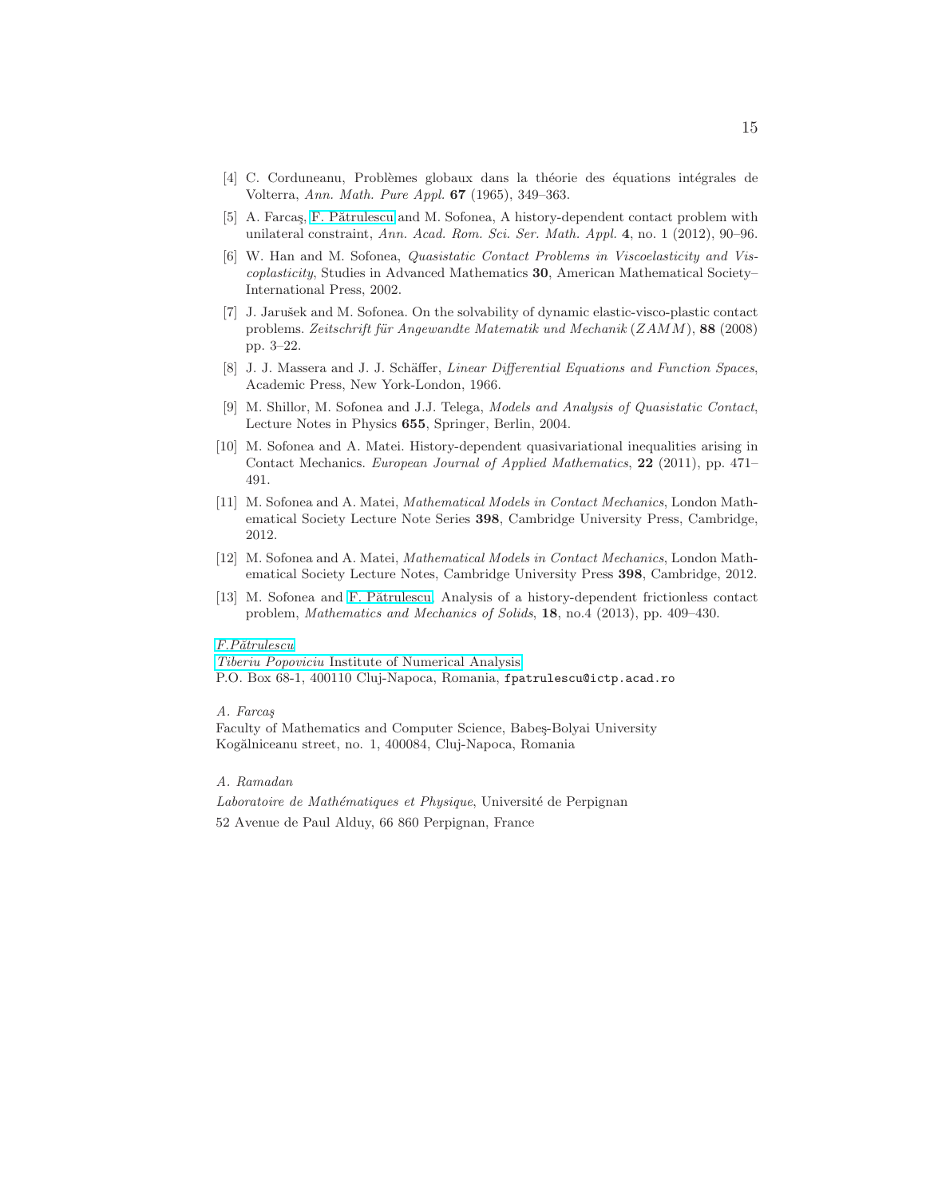[4] C. Corduneanu, Problèmes globaux dans la théorie des équations intégrales de Volterra, *Ann. Math. Pure Appl.* **67** (1965), 349–363.

[5] A. Farcaş, F. Pătrulescu and M. Sofonea, A history-dependent contact problem with unilateral constraint, *Ann. Acad. Rom. Sci. Ser. Math. Appl.* **4**, no. 1 (2012), 90–96.

[6] W. Han and M. Sofonea, *Quasistatic Contact Problems in Viscoelasticity and Viscoplasticity*, Studies in Advanced Mathematics **30**, American Mathematical Society–International Press, 2002.

[7] J. Jarušek and M. Sofonea. On the solvability of dynamic elastic-visco-plastic contact problems. *Zeitschrift für Angewandte Matematik und Mechanik* (*ZAMM*), **88** (2008) pp. 3–22.

[8] J. J. Massera and J. J. Schäffer, *Linear Differential Equations and Function Spaces*, Academic Press, New York-London, 1966.

[9] M. Shillor, M. Sofonea and J.J. Telega, *Models and Analysis of Quasistatic Contact*, Lecture Notes in Physics **655**, Springer, Berlin, 2004.

[10] M. Sofonea and A. Matei. History-dependent quasivariational inequalities arising in Contact Mechanics. *European Journal of Applied Mathematics*, **22** (2011), pp. 471–491.

[11] M. Sofonea and A. Matei, *Mathematical Models in Contact Mechanics*, London Mathematical Society Lecture Note Series **398**, Cambridge University Press, Cambridge, 2012.

[12] M. Sofonea and A. Matei, *Mathematical Models in Contact Mechanics*, London Mathematical Society Lecture Notes, Cambridge University Press **398**, Cambridge, 2012.

[13] M. Sofonea and F. Pătrulescu, Analysis of a history-dependent frictionless contact problem, *Mathematics and Mechanics of Solids*, **18**, no.4 (2013), pp. 409–430.

*F.Pătrulescu*
*Tiberiu Popoviciu* Institute of Numerical Analysis
P.O. Box 68-1, 400110 Cluj-Napoca, Romania, `fpatrulescu@ictp.acad.ro`

*A. Farcaş*
Faculty of Mathematics and Computer Science, Babeş-Bolyai University
Kogălniceanu street, no. 1, 400084, Cluj-Napoca, Romania

*A. Ramadan*
*Laboratoire de Mathématiques et Physique*, Université de Perpignan
52 Avenue de Paul Alduy, 66 860 Perpignan, France